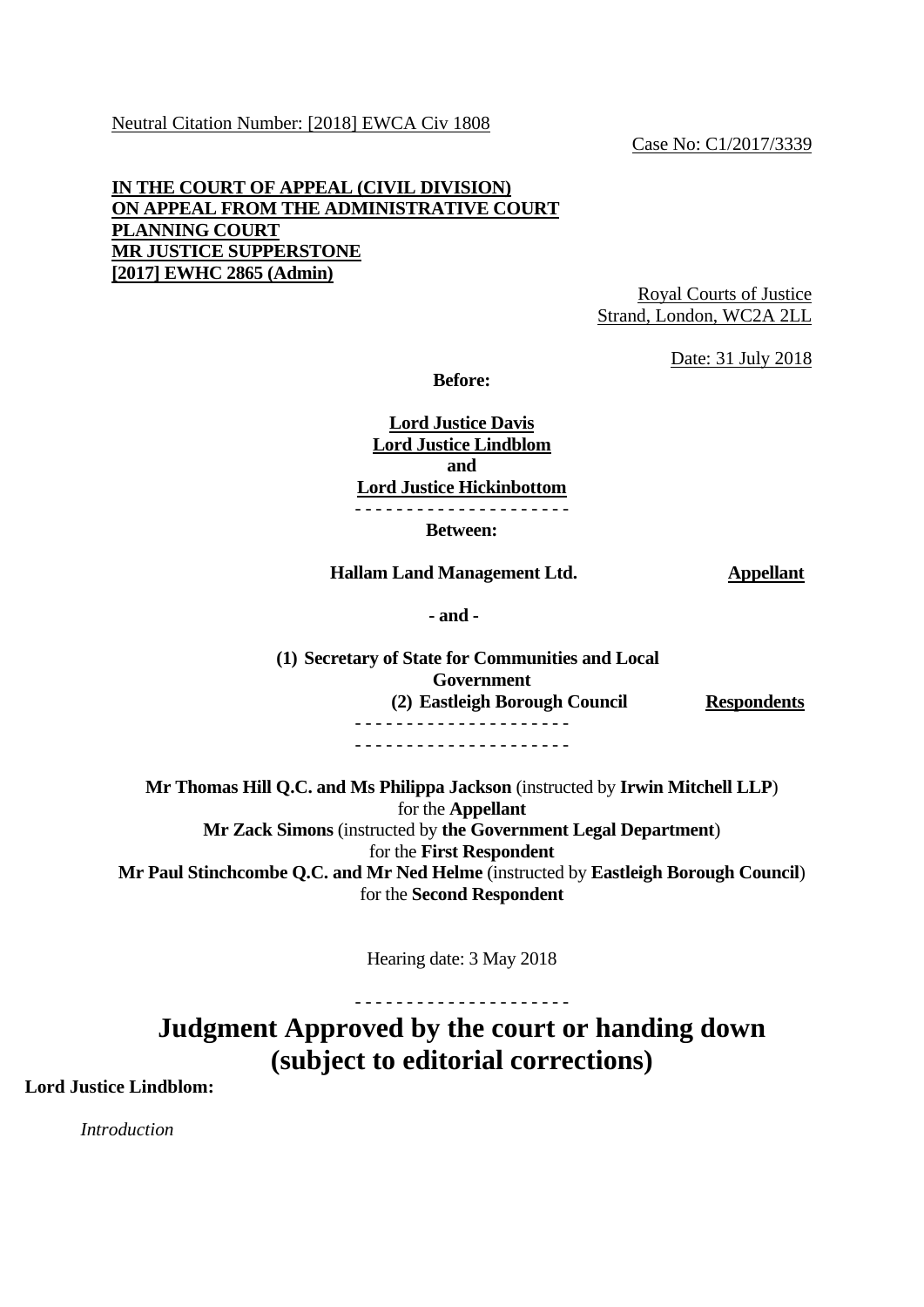Neutral Citation Number: [2018] EWCA Civ 1808

Case No: C1/2017/3339

**IN THE COURT OF APPEAL (CIVIL DIVISION)**
**ON APPEAL FROM THE ADMINISTRATIVE COURT**
**PLANNING COURT**
**MR JUSTICE SUPPERSTONE**
**[2017] EWHC 2865 (Admin)**

Royal Courts of Justice
Strand, London, WC2A 2LL

Date: 31 July 2018

**Before:**

**Lord Justice Davis**
**Lord Justice Lindblom**
**and**
**Lord Justice Hickinbottom**

- - - - - - - - - - - - - - - - - - - - -

**Between:**

**Hallam Land Management Ltd.** — **Appellant**

**- and -**

**(1) Secretary of State for Communities and Local Government**
**(2) Eastleigh Borough Council** — **Respondents**

- - - - - - - - - - - - - - - - - - - - -

- - - - - - - - - - - - - - - - - - - - -

**Mr Thomas Hill Q.C. and Ms Philippa Jackson** (instructed by **Irwin Mitchell LLP**) for the **Appellant**
**Mr Zack Simons** (instructed by **the Government Legal Department**) for the **First Respondent**
**Mr Paul Stinchcombe Q.C. and Mr Ned Helme** (instructed by **Eastleigh Borough Council**) for the **Second Respondent**

Hearing date: 3 May 2018

- - - - - - - - - - - - - - - - - - - - -

# Judgment Approved by the court or handing down (subject to editorial corrections)

**Lord Justice Lindblom:**

*Introduction*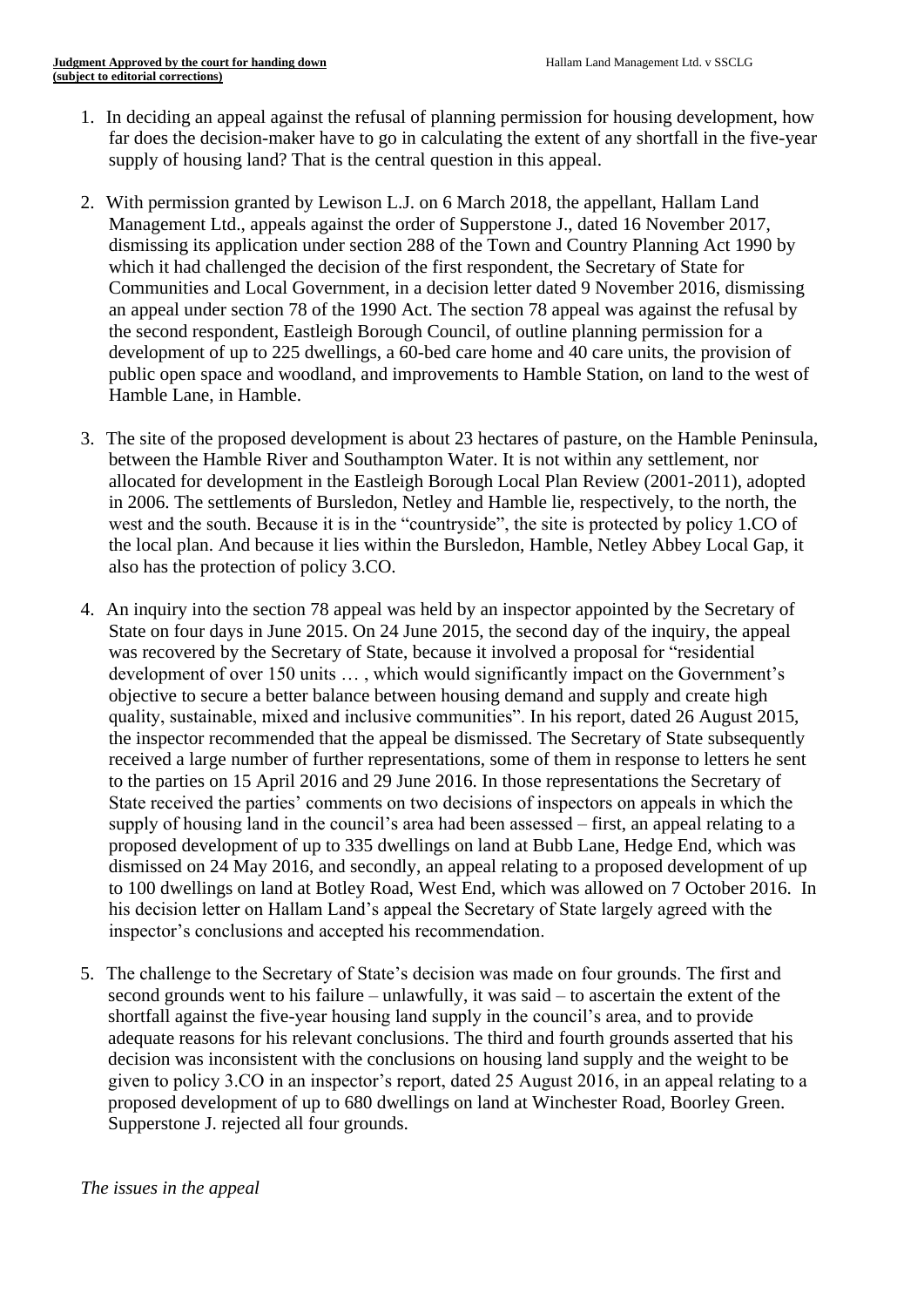1. In deciding an appeal against the refusal of planning permission for housing development, how far does the decision-maker have to go in calculating the extent of any shortfall in the five-year supply of housing land? That is the central question in this appeal.

2. With permission granted by Lewison L.J. on 6 March 2018, the appellant, Hallam Land Management Ltd., appeals against the order of Supperstone J., dated 16 November 2017, dismissing its application under section 288 of the Town and Country Planning Act 1990 by which it had challenged the decision of the first respondent, the Secretary of State for Communities and Local Government, in a decision letter dated 9 November 2016, dismissing an appeal under section 78 of the 1990 Act. The section 78 appeal was against the refusal by the second respondent, Eastleigh Borough Council, of outline planning permission for a development of up to 225 dwellings, a 60-bed care home and 40 care units, the provision of public open space and woodland, and improvements to Hamble Station, on land to the west of Hamble Lane, in Hamble.

3. The site of the proposed development is about 23 hectares of pasture, on the Hamble Peninsula, between the Hamble River and Southampton Water. It is not within any settlement, nor allocated for development in the Eastleigh Borough Local Plan Review (2001-2011), adopted in 2006. The settlements of Bursledon, Netley and Hamble lie, respectively, to the north, the west and the south. Because it is in the "countryside", the site is protected by policy 1.CO of the local plan. And because it lies within the Bursledon, Hamble, Netley Abbey Local Gap, it also has the protection of policy 3.CO.

4. An inquiry into the section 78 appeal was held by an inspector appointed by the Secretary of State on four days in June 2015. On 24 June 2015, the second day of the inquiry, the appeal was recovered by the Secretary of State, because it involved a proposal for "residential development of over 150 units … , which would significantly impact on the Government's objective to secure a better balance between housing demand and supply and create high quality, sustainable, mixed and inclusive communities". In his report, dated 26 August 2015, the inspector recommended that the appeal be dismissed. The Secretary of State subsequently received a large number of further representations, some of them in response to letters he sent to the parties on 15 April 2016 and 29 June 2016. In those representations the Secretary of State received the parties' comments on two decisions of inspectors on appeals in which the supply of housing land in the council's area had been assessed – first, an appeal relating to a proposed development of up to 335 dwellings on land at Bubb Lane, Hedge End, which was dismissed on 24 May 2016, and secondly, an appeal relating to a proposed development of up to 100 dwellings on land at Botley Road, West End, which was allowed on 7 October 2016. In his decision letter on Hallam Land's appeal the Secretary of State largely agreed with the inspector's conclusions and accepted his recommendation.

5. The challenge to the Secretary of State's decision was made on four grounds. The first and second grounds went to his failure – unlawfully, it was said – to ascertain the extent of the shortfall against the five-year housing land supply in the council's area, and to provide adequate reasons for his relevant conclusions. The third and fourth grounds asserted that his decision was inconsistent with the conclusions on housing land supply and the weight to be given to policy 3.CO in an inspector's report, dated 25 August 2016, in an appeal relating to a proposed development of up to 680 dwellings on land at Winchester Road, Boorley Green. Supperstone J. rejected all four grounds.

*The issues in the appeal*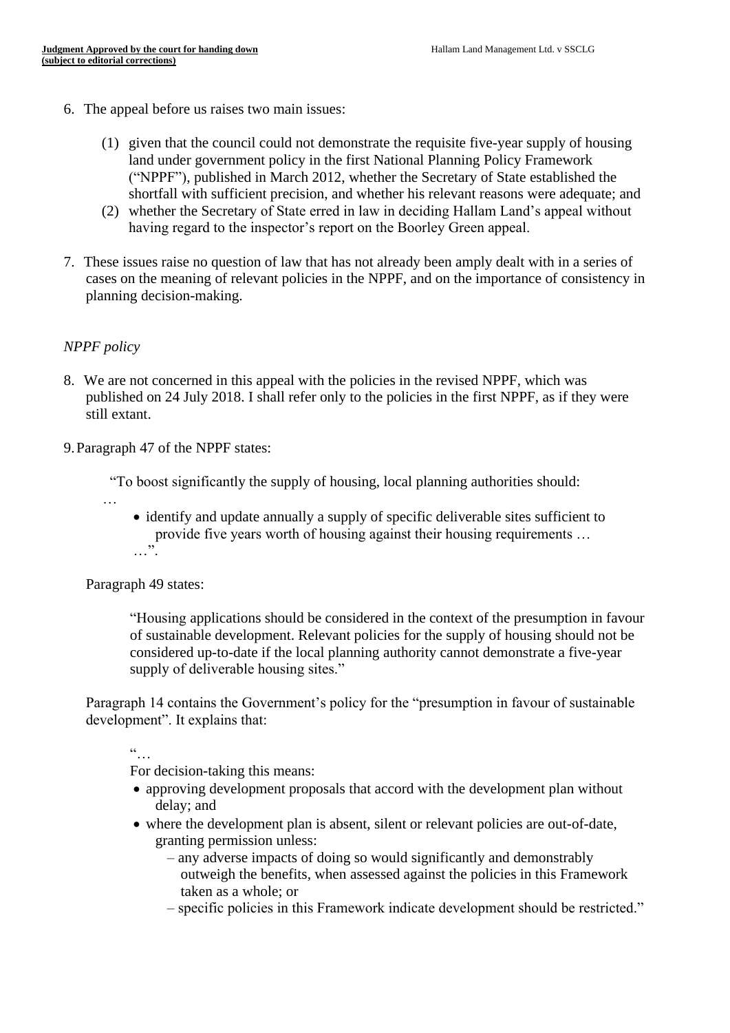6. The appeal before us raises two main issues:

    (1) given that the council could not demonstrate the requisite five-year supply of housing land under government policy in the first National Planning Policy Framework ("NPPF"), published in March 2012, whether the Secretary of State established the shortfall with sufficient precision, and whether his relevant reasons were adequate; and
    (2) whether the Secretary of State erred in law in deciding Hallam Land's appeal without having regard to the inspector's report on the Boorley Green appeal.

7. These issues raise no question of law that has not already been amply dealt with in a series of cases on the meaning of relevant policies in the NPPF, and on the importance of consistency in planning decision-making.

*NPPF policy*

8. We are not concerned in this appeal with the policies in the revised NPPF, which was published on 24 July 2018. I shall refer only to the policies in the first NPPF, as if they were still extant.

9. Paragraph 47 of the NPPF states:

> "To boost significantly the supply of housing, local planning authorities should:
>
> …
>
> - identify and update annually a supply of specific deliverable sites sufficient to provide five years worth of housing against their housing requirements …
>
> …".

Paragraph 49 states:

> "Housing applications should be considered in the context of the presumption in favour of sustainable development. Relevant policies for the supply of housing should not be considered up-to-date if the local planning authority cannot demonstrate a five-year supply of deliverable housing sites."

Paragraph 14 contains the Government's policy for the "presumption in favour of sustainable development". It explains that:

> "…
>
> For decision-taking this means:
>
> - approving development proposals that accord with the development plan without delay; and
> - where the development plan is absent, silent or relevant policies are out-of-date, granting permission unless:
>     - – any adverse impacts of doing so would significantly and demonstrably outweigh the benefits, when assessed against the policies in this Framework taken as a whole; or
>     - – specific policies in this Framework indicate development should be restricted."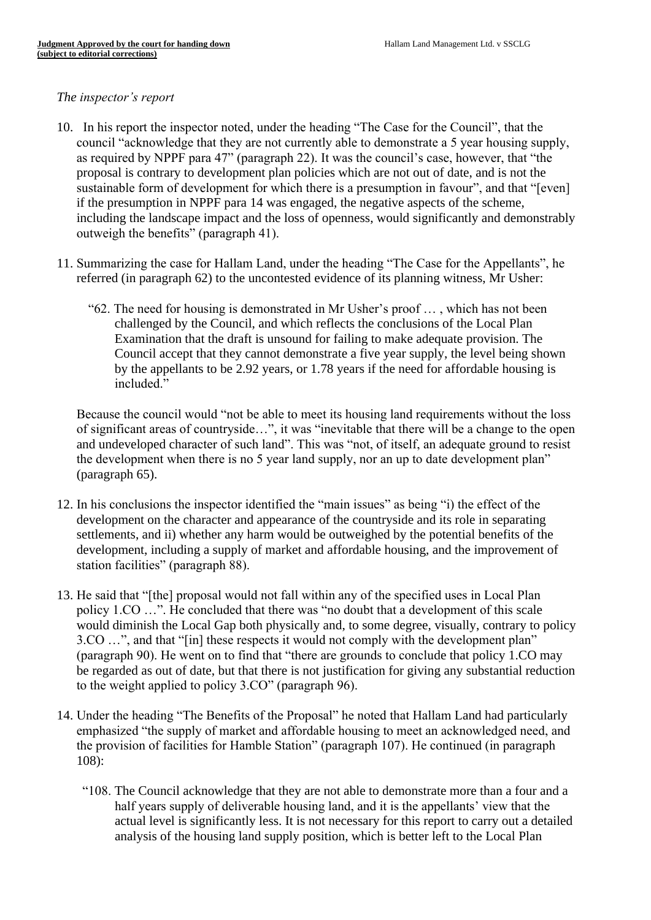*The inspector's report*

10. In his report the inspector noted, under the heading "The Case for the Council", that the council "acknowledge that they are not currently able to demonstrate a 5 year housing supply, as required by NPPF para 47" (paragraph 22). It was the council's case, however, that "the proposal is contrary to development plan policies which are not out of date, and is not the sustainable form of development for which there is a presumption in favour", and that "[even] if the presumption in NPPF para 14 was engaged, the negative aspects of the scheme, including the landscape impact and the loss of openness, would significantly and demonstrably outweigh the benefits" (paragraph 41).

11. Summarizing the case for Hallam Land, under the heading "The Case for the Appellants", he referred (in paragraph 62) to the uncontested evidence of its planning witness, Mr Usher:

    "62. The need for housing is demonstrated in Mr Usher's proof … , which has not been challenged by the Council, and which reflects the conclusions of the Local Plan Examination that the draft is unsound for failing to make adequate provision. The Council accept that they cannot demonstrate a five year supply, the level being shown by the appellants to be 2.92 years, or 1.78 years if the need for affordable housing is included."

    Because the council would "not be able to meet its housing land requirements without the loss of significant areas of countryside…", it was "inevitable that there will be a change to the open and undeveloped character of such land". This was "not, of itself, an adequate ground to resist the development when there is no 5 year land supply, nor an up to date development plan" (paragraph 65).

12. In his conclusions the inspector identified the "main issues" as being "i) the effect of the development on the character and appearance of the countryside and its role in separating settlements, and ii) whether any harm would be outweighed by the potential benefits of the development, including a supply of market and affordable housing, and the improvement of station facilities" (paragraph 88).

13. He said that "[the] proposal would not fall within any of the specified uses in Local Plan policy 1.CO …". He concluded that there was "no doubt that a development of this scale would diminish the Local Gap both physically and, to some degree, visually, contrary to policy 3.CO …", and that "[in] these respects it would not comply with the development plan" (paragraph 90). He went on to find that "there are grounds to conclude that policy 1.CO may be regarded as out of date, but that there is not justification for giving any substantial reduction to the weight applied to policy 3.CO" (paragraph 96).

14. Under the heading "The Benefits of the Proposal" he noted that Hallam Land had particularly emphasized "the supply of market and affordable housing to meet an acknowledged need, and the provision of facilities for Hamble Station" (paragraph 107). He continued (in paragraph 108):

    "108. The Council acknowledge that they are not able to demonstrate more than a four and a half years supply of deliverable housing land, and it is the appellants' view that the actual level is significantly less. It is not necessary for this report to carry out a detailed analysis of the housing land supply position, which is better left to the Local Plan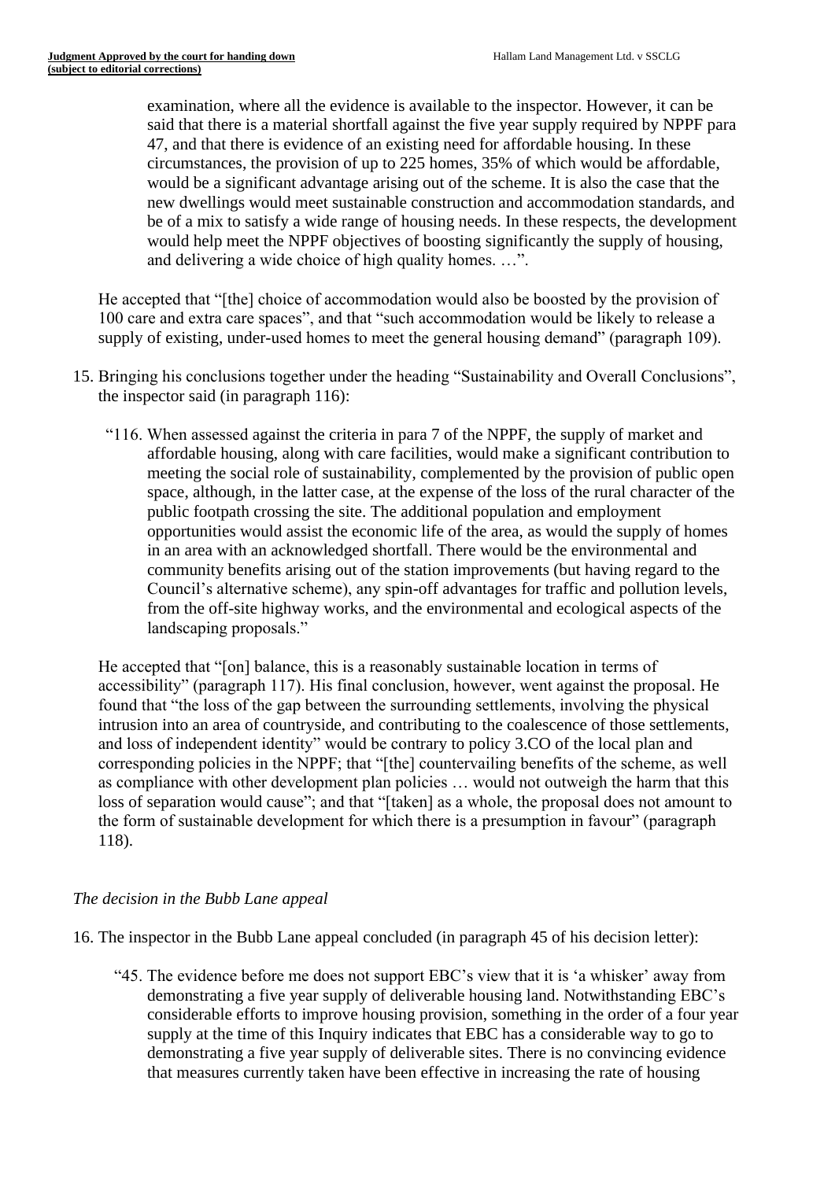> examination, where all the evidence is available to the inspector. However, it can be said that there is a material shortfall against the five year supply required by NPPF para 47, and that there is evidence of an existing need for affordable housing. In these circumstances, the provision of up to 225 homes, 35% of which would be affordable, would be a significant advantage arising out of the scheme. It is also the case that the new dwellings would meet sustainable construction and accommodation standards, and be of a mix to satisfy a wide range of housing needs. In these respects, the development would help meet the NPPF objectives of boosting significantly the supply of housing, and delivering a wide choice of high quality homes. …".

He accepted that "[the] choice of accommodation would also be boosted by the provision of 100 care and extra care spaces", and that "such accommodation would be likely to release a supply of existing, under-used homes to meet the general housing demand" (paragraph 109).

15. Bringing his conclusions together under the heading "Sustainability and Overall Conclusions", the inspector said (in paragraph 116):

> "116. When assessed against the criteria in para 7 of the NPPF, the supply of market and affordable housing, along with care facilities, would make a significant contribution to meeting the social role of sustainability, complemented by the provision of public open space, although, in the latter case, at the expense of the loss of the rural character of the public footpath crossing the site. The additional population and employment opportunities would assist the economic life of the area, as would the supply of homes in an area with an acknowledged shortfall. There would be the environmental and community benefits arising out of the station improvements (but having regard to the Council's alternative scheme), any spin-off advantages for traffic and pollution levels, from the off-site highway works, and the environmental and ecological aspects of the landscaping proposals."

He accepted that "[on] balance, this is a reasonably sustainable location in terms of accessibility" (paragraph 117). His final conclusion, however, went against the proposal. He found that "the loss of the gap between the surrounding settlements, involving the physical intrusion into an area of countryside, and contributing to the coalescence of those settlements, and loss of independent identity" would be contrary to policy 3.CO of the local plan and corresponding policies in the NPPF; that "[the] countervailing benefits of the scheme, as well as compliance with other development plan policies … would not outweigh the harm that this loss of separation would cause"; and that "[taken] as a whole, the proposal does not amount to the form of sustainable development for which there is a presumption in favour" (paragraph 118).

*The decision in the Bubb Lane appeal*

16. The inspector in the Bubb Lane appeal concluded (in paragraph 45 of his decision letter):

> "45. The evidence before me does not support EBC's view that it is 'a whisker' away from demonstrating a five year supply of deliverable housing land. Notwithstanding EBC's considerable efforts to improve housing provision, something in the order of a four year supply at the time of this Inquiry indicates that EBC has a considerable way to go to demonstrating a five year supply of deliverable sites. There is no convincing evidence that measures currently taken have been effective in increasing the rate of housing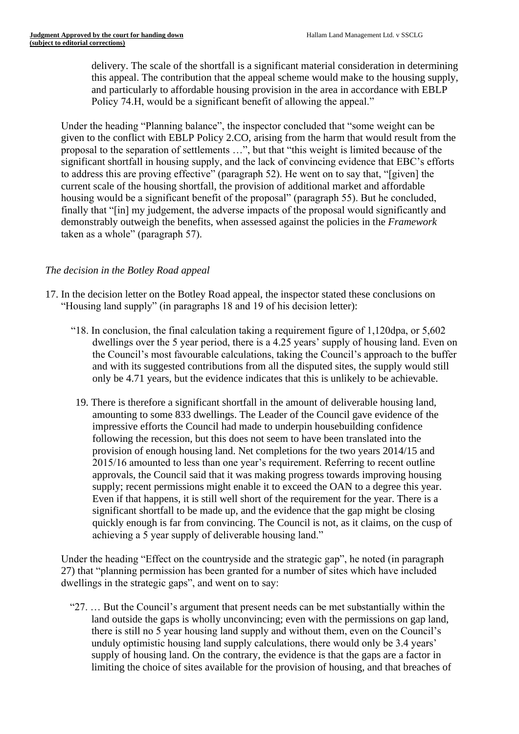delivery. The scale of the shortfall is a significant material consideration in determining this appeal. The contribution that the appeal scheme would make to the housing supply, and particularly to affordable housing provision in the area in accordance with EBLP Policy 74.H, would be a significant benefit of allowing the appeal."

Under the heading "Planning balance", the inspector concluded that "some weight can be given to the conflict with EBLP Policy 2.CO, arising from the harm that would result from the proposal to the separation of settlements …", but that "this weight is limited because of the significant shortfall in housing supply, and the lack of convincing evidence that EBC's efforts to address this are proving effective" (paragraph 52). He went on to say that, "[given] the current scale of the housing shortfall, the provision of additional market and affordable housing would be a significant benefit of the proposal" (paragraph 55). But he concluded, finally that "[in] my judgement, the adverse impacts of the proposal would significantly and demonstrably outweigh the benefits, when assessed against the policies in the *Framework* taken as a whole" (paragraph 57).

*The decision in the Botley Road appeal*

17. In the decision letter on the Botley Road appeal, the inspector stated these conclusions on "Housing land supply" (in paragraphs 18 and 19 of his decision letter):

    "18. In conclusion, the final calculation taking a requirement figure of 1,120dpa, or 5,602 dwellings over the 5 year period, there is a 4.25 years' supply of housing land. Even on the Council's most favourable calculations, taking the Council's approach to the buffer and with its suggested contributions from all the disputed sites, the supply would still only be 4.71 years, but the evidence indicates that this is unlikely to be achievable.

    19. There is therefore a significant shortfall in the amount of deliverable housing land, amounting to some 833 dwellings. The Leader of the Council gave evidence of the impressive efforts the Council had made to underpin housebuilding confidence following the recession, but this does not seem to have been translated into the provision of enough housing land. Net completions for the two years 2014/15 and 2015/16 amounted to less than one year's requirement. Referring to recent outline approvals, the Council said that it was making progress towards improving housing supply; recent permissions might enable it to exceed the OAN to a degree this year. Even if that happens, it is still well short of the requirement for the year. There is a significant shortfall to be made up, and the evidence that the gap might be closing quickly enough is far from convincing. The Council is not, as it claims, on the cusp of achieving a 5 year supply of deliverable housing land."

    Under the heading "Effect on the countryside and the strategic gap", he noted (in paragraph 27) that "planning permission has been granted for a number of sites which have included dwellings in the strategic gaps", and went on to say:

    "27. … But the Council's argument that present needs can be met substantially within the land outside the gaps is wholly unconvincing; even with the permissions on gap land, there is still no 5 year housing land supply and without them, even on the Council's unduly optimistic housing land supply calculations, there would only be 3.4 years' supply of housing land. On the contrary, the evidence is that the gaps are a factor in limiting the choice of sites available for the provision of housing, and that breaches of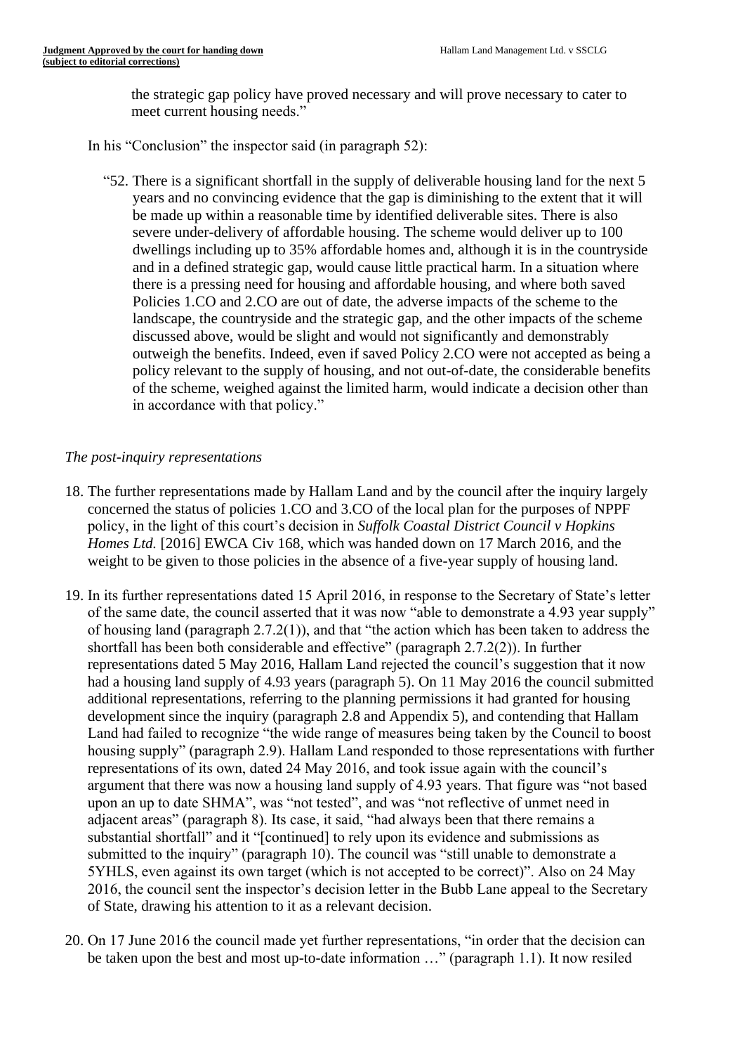> the strategic gap policy have proved necessary and will prove necessary to cater to meet current housing needs."

In his "Conclusion" the inspector said (in paragraph 52):

> "52. There is a significant shortfall in the supply of deliverable housing land for the next 5 years and no convincing evidence that the gap is diminishing to the extent that it will be made up within a reasonable time by identified deliverable sites. There is also severe under-delivery of affordable housing. The scheme would deliver up to 100 dwellings including up to 35% affordable homes and, although it is in the countryside and in a defined strategic gap, would cause little practical harm. In a situation where there is a pressing need for housing and affordable housing, and where both saved Policies 1.CO and 2.CO are out of date, the adverse impacts of the scheme to the landscape, the countryside and the strategic gap, and the other impacts of the scheme discussed above, would be slight and would not significantly and demonstrably outweigh the benefits. Indeed, even if saved Policy 2.CO were not accepted as being a policy relevant to the supply of housing, and not out-of-date, the considerable benefits of the scheme, weighed against the limited harm, would indicate a decision other than in accordance with that policy."

*The post-inquiry representations*

18. The further representations made by Hallam Land and by the council after the inquiry largely concerned the status of policies 1.CO and 3.CO of the local plan for the purposes of NPPF policy, in the light of this court's decision in *Suffolk Coastal District Council v Hopkins Homes Ltd.* [2016] EWCA Civ 168, which was handed down on 17 March 2016, and the weight to be given to those policies in the absence of a five-year supply of housing land.

19. In its further representations dated 15 April 2016, in response to the Secretary of State's letter of the same date, the council asserted that it was now "able to demonstrate a 4.93 year supply" of housing land (paragraph 2.7.2(1)), and that "the action which has been taken to address the shortfall has been both considerable and effective" (paragraph 2.7.2(2)). In further representations dated 5 May 2016, Hallam Land rejected the council's suggestion that it now had a housing land supply of 4.93 years (paragraph 5). On 11 May 2016 the council submitted additional representations, referring to the planning permissions it had granted for housing development since the inquiry (paragraph 2.8 and Appendix 5), and contending that Hallam Land had failed to recognize "the wide range of measures being taken by the Council to boost housing supply" (paragraph 2.9). Hallam Land responded to those representations with further representations of its own, dated 24 May 2016, and took issue again with the council's argument that there was now a housing land supply of 4.93 years. That figure was "not based upon an up to date SHMA", was "not tested", and was "not reflective of unmet need in adjacent areas" (paragraph 8). Its case, it said, "had always been that there remains a substantial shortfall" and it "[continued] to rely upon its evidence and submissions as submitted to the inquiry" (paragraph 10). The council was "still unable to demonstrate a 5YHLS, even against its own target (which is not accepted to be correct)". Also on 24 May 2016, the council sent the inspector's decision letter in the Bubb Lane appeal to the Secretary of State, drawing his attention to it as a relevant decision.

20. On 17 June 2016 the council made yet further representations, "in order that the decision can be taken upon the best and most up-to-date information …" (paragraph 1.1). It now resiled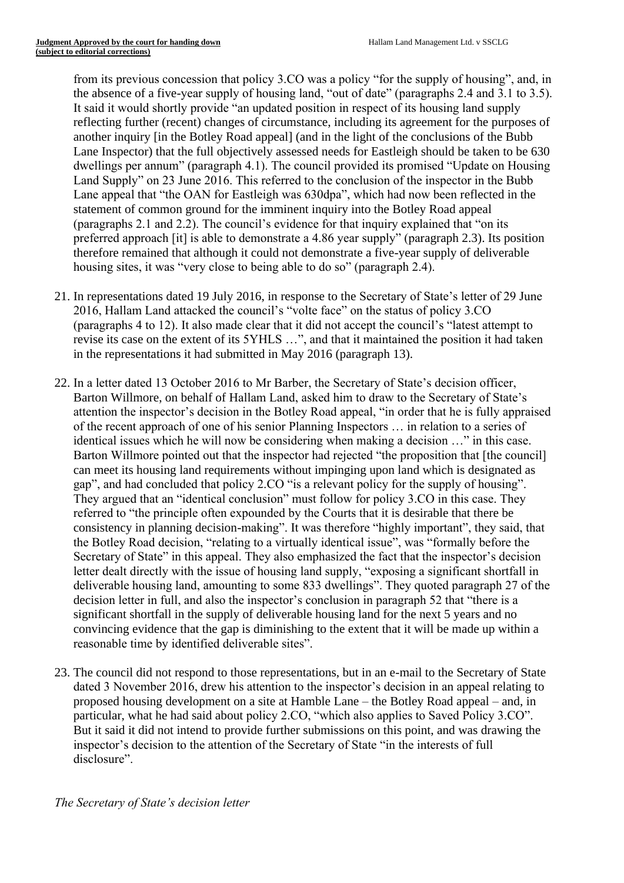from its previous concession that policy 3.CO was a policy "for the supply of housing", and, in the absence of a five-year supply of housing land, "out of date" (paragraphs 2.4 and 3.1 to 3.5). It said it would shortly provide "an updated position in respect of its housing land supply reflecting further (recent) changes of circumstance, including its agreement for the purposes of another inquiry [in the Botley Road appeal] (and in the light of the conclusions of the Bubb Lane Inspector) that the full objectively assessed needs for Eastleigh should be taken to be 630 dwellings per annum" (paragraph 4.1). The council provided its promised "Update on Housing Land Supply" on 23 June 2016. This referred to the conclusion of the inspector in the Bubb Lane appeal that "the OAN for Eastleigh was 630dpa", which had now been reflected in the statement of common ground for the imminent inquiry into the Botley Road appeal (paragraphs 2.1 and 2.2). The council's evidence for that inquiry explained that "on its preferred approach [it] is able to demonstrate a 4.86 year supply" (paragraph 2.3). Its position therefore remained that although it could not demonstrate a five-year supply of deliverable housing sites, it was "very close to being able to do so" (paragraph 2.4).

21. In representations dated 19 July 2016, in response to the Secretary of State's letter of 29 June 2016, Hallam Land attacked the council's "volte face" on the status of policy 3.CO (paragraphs 4 to 12). It also made clear that it did not accept the council's "latest attempt to revise its case on the extent of its 5YHLS …", and that it maintained the position it had taken in the representations it had submitted in May 2016 (paragraph 13).

22. In a letter dated 13 October 2016 to Mr Barber, the Secretary of State's decision officer, Barton Willmore, on behalf of Hallam Land, asked him to draw to the Secretary of State's attention the inspector's decision in the Botley Road appeal, "in order that he is fully appraised of the recent approach of one of his senior Planning Inspectors … in relation to a series of identical issues which he will now be considering when making a decision …" in this case. Barton Willmore pointed out that the inspector had rejected "the proposition that [the council] can meet its housing land requirements without impinging upon land which is designated as gap", and had concluded that policy 2.CO "is a relevant policy for the supply of housing". They argued that an "identical conclusion" must follow for policy 3.CO in this case. They referred to "the principle often expounded by the Courts that it is desirable that there be consistency in planning decision-making". It was therefore "highly important", they said, that the Botley Road decision, "relating to a virtually identical issue", was "formally before the Secretary of State" in this appeal. They also emphasized the fact that the inspector's decision letter dealt directly with the issue of housing land supply, "exposing a significant shortfall in deliverable housing land, amounting to some 833 dwellings". They quoted paragraph 27 of the decision letter in full, and also the inspector's conclusion in paragraph 52 that "there is a significant shortfall in the supply of deliverable housing land for the next 5 years and no convincing evidence that the gap is diminishing to the extent that it will be made up within a reasonable time by identified deliverable sites".

23. The council did not respond to those representations, but in an e-mail to the Secretary of State dated 3 November 2016, drew his attention to the inspector's decision in an appeal relating to proposed housing development on a site at Hamble Lane – the Botley Road appeal – and, in particular, what he had said about policy 2.CO, "which also applies to Saved Policy 3.CO". But it said it did not intend to provide further submissions on this point, and was drawing the inspector's decision to the attention of the Secretary of State "in the interests of full disclosure".

*The Secretary of State's decision letter*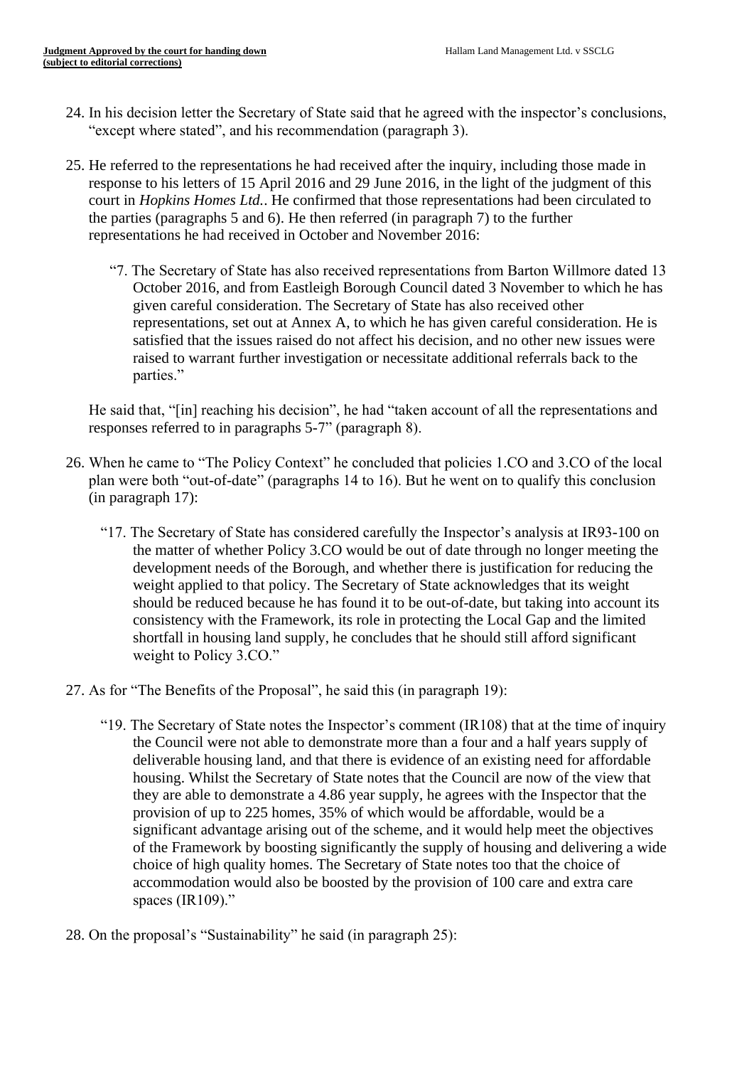24. In his decision letter the Secretary of State said that he agreed with the inspector's conclusions, "except where stated", and his recommendation (paragraph 3).

25. He referred to the representations he had received after the inquiry, including those made in response to his letters of 15 April 2016 and 29 June 2016, in the light of the judgment of this court in *Hopkins Homes Ltd.*. He confirmed that those representations had been circulated to the parties (paragraphs 5 and 6). He then referred (in paragraph 7) to the further representations he had received in October and November 2016:

   > "7. The Secretary of State has also received representations from Barton Willmore dated 13 October 2016, and from Eastleigh Borough Council dated 3 November to which he has given careful consideration. The Secretary of State has also received other representations, set out at Annex A, to which he has given careful consideration. He is satisfied that the issues raised do not affect his decision, and no other new issues were raised to warrant further investigation or necessitate additional referrals back to the parties."

   He said that, "[in] reaching his decision", he had "taken account of all the representations and responses referred to in paragraphs 5-7" (paragraph 8).

26. When he came to "The Policy Context" he concluded that policies 1.CO and 3.CO of the local plan were both "out-of-date" (paragraphs 14 to 16). But he went on to qualify this conclusion (in paragraph 17):

   > "17. The Secretary of State has considered carefully the Inspector's analysis at IR93-100 on the matter of whether Policy 3.CO would be out of date through no longer meeting the development needs of the Borough, and whether there is justification for reducing the weight applied to that policy. The Secretary of State acknowledges that its weight should be reduced because he has found it to be out-of-date, but taking into account its consistency with the Framework, its role in protecting the Local Gap and the limited shortfall in housing land supply, he concludes that he should still afford significant weight to Policy 3.CO."

27. As for "The Benefits of the Proposal", he said this (in paragraph 19):

   > "19. The Secretary of State notes the Inspector's comment (IR108) that at the time of inquiry the Council were not able to demonstrate more than a four and a half years supply of deliverable housing land, and that there is evidence of an existing need for affordable housing. Whilst the Secretary of State notes that the Council are now of the view that they are able to demonstrate a 4.86 year supply, he agrees with the Inspector that the provision of up to 225 homes, 35% of which would be affordable, would be a significant advantage arising out of the scheme, and it would help meet the objectives of the Framework by boosting significantly the supply of housing and delivering a wide choice of high quality homes. The Secretary of State notes too that the choice of accommodation would also be boosted by the provision of 100 care and extra care spaces (IR109)."

28. On the proposal's "Sustainability" he said (in paragraph 25):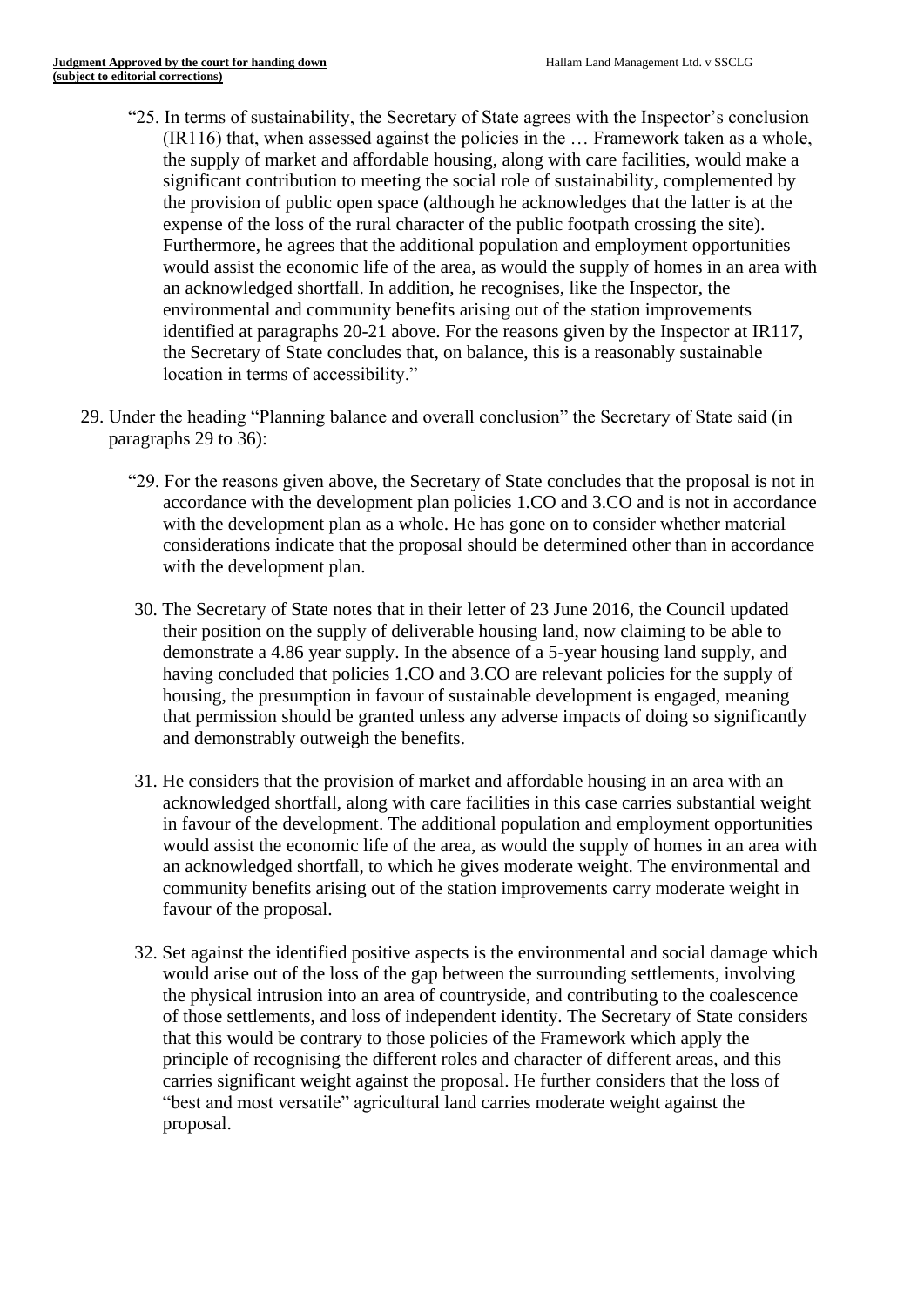> "25. In terms of sustainability, the Secretary of State agrees with the Inspector's conclusion (IR116) that, when assessed against the policies in the … Framework taken as a whole, the supply of market and affordable housing, along with care facilities, would make a significant contribution to meeting the social role of sustainability, complemented by the provision of public open space (although he acknowledges that the latter is at the expense of the loss of the rural character of the public footpath crossing the site). Furthermore, he agrees that the additional population and employment opportunities would assist the economic life of the area, as would the supply of homes in an area with an acknowledged shortfall. In addition, he recognises, like the Inspector, the environmental and community benefits arising out of the station improvements identified at paragraphs 20-21 above. For the reasons given by the Inspector at IR117, the Secretary of State concludes that, on balance, this is a reasonably sustainable location in terms of accessibility."

29. Under the heading "Planning balance and overall conclusion" the Secretary of State said (in paragraphs 29 to 36):

> "29. For the reasons given above, the Secretary of State concludes that the proposal is not in accordance with the development plan policies 1.CO and 3.CO and is not in accordance with the development plan as a whole. He has gone on to consider whether material considerations indicate that the proposal should be determined other than in accordance with the development plan.
>
> 30. The Secretary of State notes that in their letter of 23 June 2016, the Council updated their position on the supply of deliverable housing land, now claiming to be able to demonstrate a 4.86 year supply. In the absence of a 5-year housing land supply, and having concluded that policies 1.CO and 3.CO are relevant policies for the supply of housing, the presumption in favour of sustainable development is engaged, meaning that permission should be granted unless any adverse impacts of doing so significantly and demonstrably outweigh the benefits.
>
> 31. He considers that the provision of market and affordable housing in an area with an acknowledged shortfall, along with care facilities in this case carries substantial weight in favour of the development. The additional population and employment opportunities would assist the economic life of the area, as would the supply of homes in an area with an acknowledged shortfall, to which he gives moderate weight. The environmental and community benefits arising out of the station improvements carry moderate weight in favour of the proposal.
>
> 32. Set against the identified positive aspects is the environmental and social damage which would arise out of the loss of the gap between the surrounding settlements, involving the physical intrusion into an area of countryside, and contributing to the coalescence of those settlements, and loss of independent identity. The Secretary of State considers that this would be contrary to those policies of the Framework which apply the principle of recognising the different roles and character of different areas, and this carries significant weight against the proposal. He further considers that the loss of "best and most versatile" agricultural land carries moderate weight against the proposal.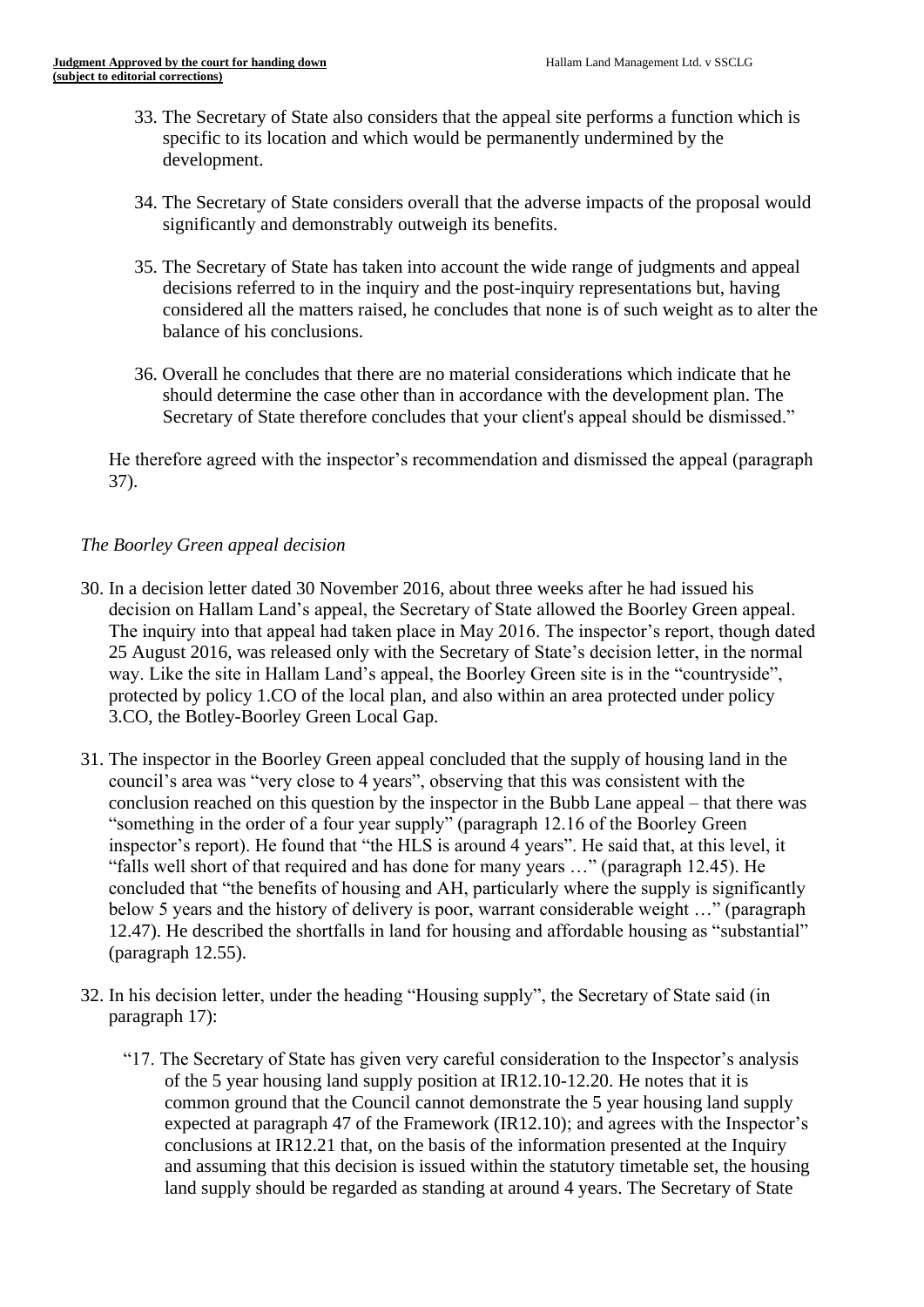33. The Secretary of State also considers that the appeal site performs a function which is specific to its location and which would be permanently undermined by the development.

34. The Secretary of State considers overall that the adverse impacts of the proposal would significantly and demonstrably outweigh its benefits.

35. The Secretary of State has taken into account the wide range of judgments and appeal decisions referred to in the inquiry and the post-inquiry representations but, having considered all the matters raised, he concludes that none is of such weight as to alter the balance of his conclusions.

36. Overall he concludes that there are no material considerations which indicate that he should determine the case other than in accordance with the development plan. The Secretary of State therefore concludes that your client's appeal should be dismissed."

He therefore agreed with the inspector's recommendation and dismissed the appeal (paragraph 37).

*The Boorley Green appeal decision*

30. In a decision letter dated 30 November 2016, about three weeks after he had issued his decision on Hallam Land's appeal, the Secretary of State allowed the Boorley Green appeal. The inquiry into that appeal had taken place in May 2016. The inspector's report, though dated 25 August 2016, was released only with the Secretary of State's decision letter, in the normal way. Like the site in Hallam Land's appeal, the Boorley Green site is in the "countryside", protected by policy 1.CO of the local plan, and also within an area protected under policy 3.CO, the Botley-Boorley Green Local Gap.

31. The inspector in the Boorley Green appeal concluded that the supply of housing land in the council's area was "very close to 4 years", observing that this was consistent with the conclusion reached on this question by the inspector in the Bubb Lane appeal – that there was "something in the order of a four year supply" (paragraph 12.16 of the Boorley Green inspector's report). He found that "the HLS is around 4 years". He said that, at this level, it "falls well short of that required and has done for many years …" (paragraph 12.45). He concluded that "the benefits of housing and AH, particularly where the supply is significantly below 5 years and the history of delivery is poor, warrant considerable weight …" (paragraph 12.47). He described the shortfalls in land for housing and affordable housing as "substantial" (paragraph 12.55).

32. In his decision letter, under the heading "Housing supply", the Secretary of State said (in paragraph 17):

"17. The Secretary of State has given very careful consideration to the Inspector's analysis of the 5 year housing land supply position at IR12.10-12.20. He notes that it is common ground that the Council cannot demonstrate the 5 year housing land supply expected at paragraph 47 of the Framework (IR12.10); and agrees with the Inspector's conclusions at IR12.21 that, on the basis of the information presented at the Inquiry and assuming that this decision is issued within the statutory timetable set, the housing land supply should be regarded as standing at around 4 years. The Secretary of State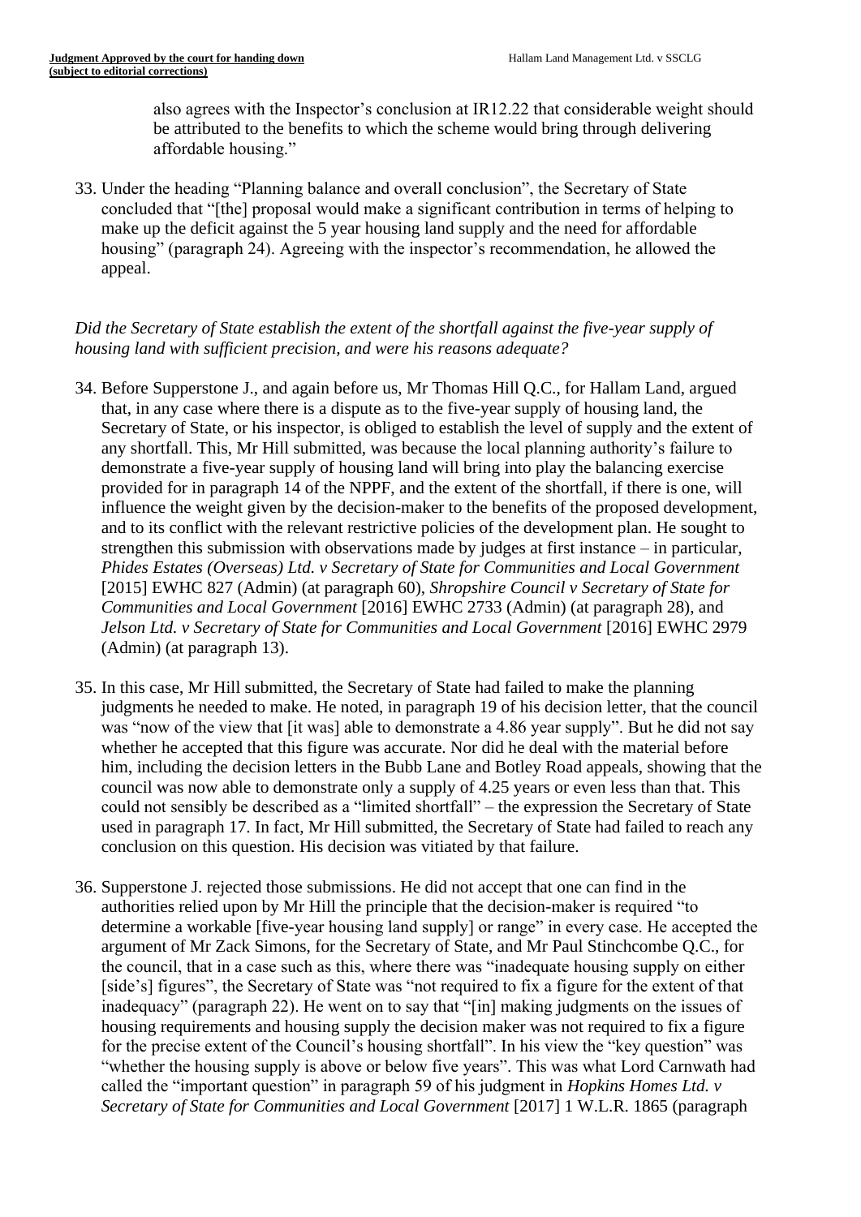also agrees with the Inspector's conclusion at IR12.22 that considerable weight should be attributed to the benefits to which the scheme would bring through delivering affordable housing."

33. Under the heading "Planning balance and overall conclusion", the Secretary of State concluded that "[the] proposal would make a significant contribution in terms of helping to make up the deficit against the 5 year housing land supply and the need for affordable housing" (paragraph 24). Agreeing with the inspector's recommendation, he allowed the appeal.

*Did the Secretary of State establish the extent of the shortfall against the five-year supply of housing land with sufficient precision, and were his reasons adequate?*

34. Before Supperstone J., and again before us, Mr Thomas Hill Q.C., for Hallam Land, argued that, in any case where there is a dispute as to the five-year supply of housing land, the Secretary of State, or his inspector, is obliged to establish the level of supply and the extent of any shortfall. This, Mr Hill submitted, was because the local planning authority's failure to demonstrate a five-year supply of housing land will bring into play the balancing exercise provided for in paragraph 14 of the NPPF, and the extent of the shortfall, if there is one, will influence the weight given by the decision-maker to the benefits of the proposed development, and to its conflict with the relevant restrictive policies of the development plan. He sought to strengthen this submission with observations made by judges at first instance – in particular, *Phides Estates (Overseas) Ltd. v Secretary of State for Communities and Local Government* [2015] EWHC 827 (Admin) (at paragraph 60), *Shropshire Council v Secretary of State for Communities and Local Government* [2016] EWHC 2733 (Admin) (at paragraph 28), and *Jelson Ltd. v Secretary of State for Communities and Local Government* [2016] EWHC 2979 (Admin) (at paragraph 13).

35. In this case, Mr Hill submitted, the Secretary of State had failed to make the planning judgments he needed to make. He noted, in paragraph 19 of his decision letter, that the council was "now of the view that [it was] able to demonstrate a 4.86 year supply". But he did not say whether he accepted that this figure was accurate. Nor did he deal with the material before him, including the decision letters in the Bubb Lane and Botley Road appeals, showing that the council was now able to demonstrate only a supply of 4.25 years or even less than that. This could not sensibly be described as a "limited shortfall" – the expression the Secretary of State used in paragraph 17. In fact, Mr Hill submitted, the Secretary of State had failed to reach any conclusion on this question. His decision was vitiated by that failure.

36. Supperstone J. rejected those submissions. He did not accept that one can find in the authorities relied upon by Mr Hill the principle that the decision-maker is required "to determine a workable [five-year housing land supply] or range" in every case. He accepted the argument of Mr Zack Simons, for the Secretary of State, and Mr Paul Stinchcombe Q.C., for the council, that in a case such as this, where there was "inadequate housing supply on either [side's] figures", the Secretary of State was "not required to fix a figure for the extent of that inadequacy" (paragraph 22). He went on to say that "[in] making judgments on the issues of housing requirements and housing supply the decision maker was not required to fix a figure for the precise extent of the Council's housing shortfall". In his view the "key question" was "whether the housing supply is above or below five years". This was what Lord Carnwath had called the "important question" in paragraph 59 of his judgment in *Hopkins Homes Ltd. v Secretary of State for Communities and Local Government* [2017] 1 W.L.R. 1865 (paragraph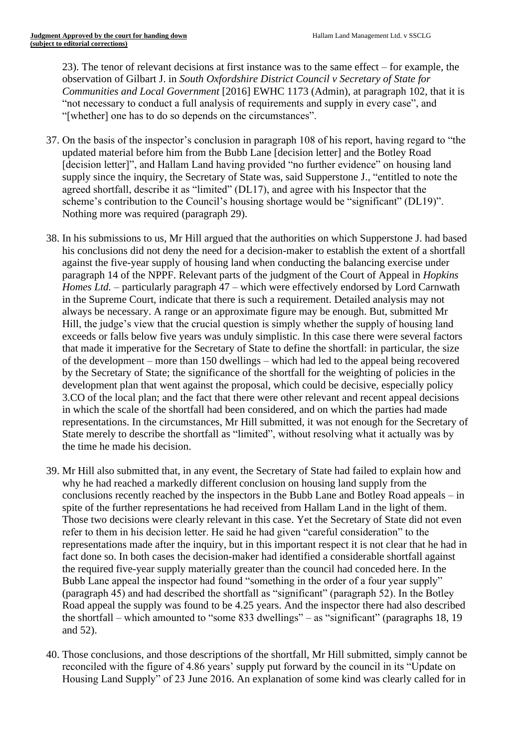23). The tenor of relevant decisions at first instance was to the same effect – for example, the observation of Gilbart J. in *South Oxfordshire District Council v Secretary of State for Communities and Local Government* [2016] EWHC 1173 (Admin), at paragraph 102, that it is "not necessary to conduct a full analysis of requirements and supply in every case", and "[whether] one has to do so depends on the circumstances".

37. On the basis of the inspector's conclusion in paragraph 108 of his report, having regard to "the updated material before him from the Bubb Lane [decision letter] and the Botley Road [decision letter]", and Hallam Land having provided "no further evidence" on housing land supply since the inquiry, the Secretary of State was, said Supperstone J., "entitled to note the agreed shortfall, describe it as "limited" (DL17), and agree with his Inspector that the scheme's contribution to the Council's housing shortage would be "significant" (DL19)". Nothing more was required (paragraph 29).

38. In his submissions to us, Mr Hill argued that the authorities on which Supperstone J. had based his conclusions did not deny the need for a decision-maker to establish the extent of a shortfall against the five-year supply of housing land when conducting the balancing exercise under paragraph 14 of the NPPF. Relevant parts of the judgment of the Court of Appeal in *Hopkins Homes Ltd.* – particularly paragraph 47 – which were effectively endorsed by Lord Carnwath in the Supreme Court, indicate that there is such a requirement. Detailed analysis may not always be necessary. A range or an approximate figure may be enough. But, submitted Mr Hill, the judge's view that the crucial question is simply whether the supply of housing land exceeds or falls below five years was unduly simplistic. In this case there were several factors that made it imperative for the Secretary of State to define the shortfall: in particular, the size of the development – more than 150 dwellings – which had led to the appeal being recovered by the Secretary of State; the significance of the shortfall for the weighting of policies in the development plan that went against the proposal, which could be decisive, especially policy 3.CO of the local plan; and the fact that there were other relevant and recent appeal decisions in which the scale of the shortfall had been considered, and on which the parties had made representations. In the circumstances, Mr Hill submitted, it was not enough for the Secretary of State merely to describe the shortfall as "limited", without resolving what it actually was by the time he made his decision.

39. Mr Hill also submitted that, in any event, the Secretary of State had failed to explain how and why he had reached a markedly different conclusion on housing land supply from the conclusions recently reached by the inspectors in the Bubb Lane and Botley Road appeals – in spite of the further representations he had received from Hallam Land in the light of them. Those two decisions were clearly relevant in this case. Yet the Secretary of State did not even refer to them in his decision letter. He said he had given "careful consideration" to the representations made after the inquiry, but in this important respect it is not clear that he had in fact done so. In both cases the decision-maker had identified a considerable shortfall against the required five-year supply materially greater than the council had conceded here. In the Bubb Lane appeal the inspector had found "something in the order of a four year supply" (paragraph 45) and had described the shortfall as "significant" (paragraph 52). In the Botley Road appeal the supply was found to be 4.25 years. And the inspector there had also described the shortfall – which amounted to "some 833 dwellings" – as "significant" (paragraphs 18, 19 and 52).

40. Those conclusions, and those descriptions of the shortfall, Mr Hill submitted, simply cannot be reconciled with the figure of 4.86 years' supply put forward by the council in its "Update on Housing Land Supply" of 23 June 2016. An explanation of some kind was clearly called for in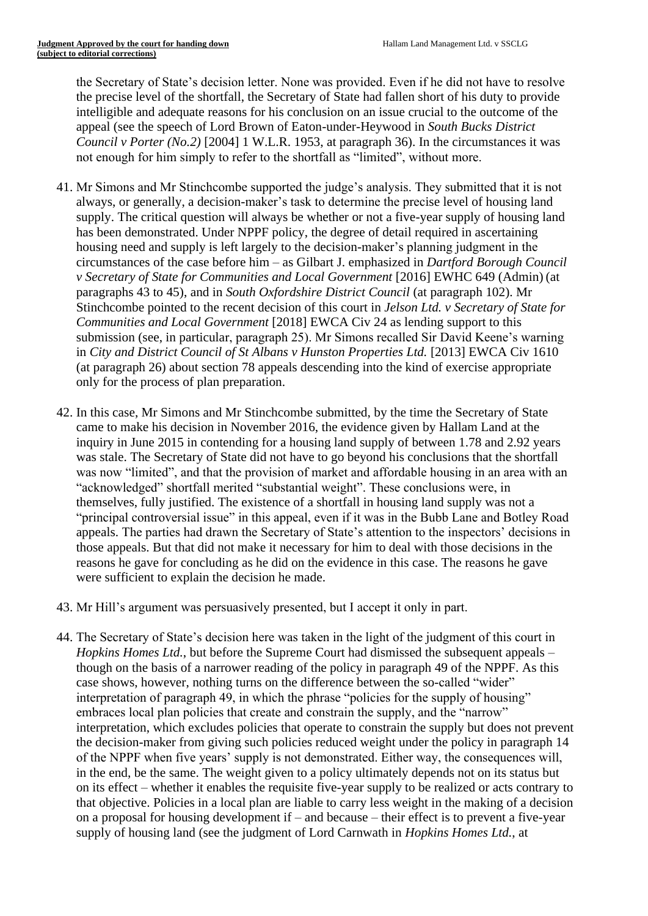the Secretary of State's decision letter. None was provided. Even if he did not have to resolve the precise level of the shortfall, the Secretary of State had fallen short of his duty to provide intelligible and adequate reasons for his conclusion on an issue crucial to the outcome of the appeal (see the speech of Lord Brown of Eaton-under-Heywood in *South Bucks District Council v Porter (No.2)* [2004] 1 W.L.R. 1953, at paragraph 36). In the circumstances it was not enough for him simply to refer to the shortfall as "limited", without more.

41. Mr Simons and Mr Stinchcombe supported the judge's analysis. They submitted that it is not always, or generally, a decision-maker's task to determine the precise level of housing land supply. The critical question will always be whether or not a five-year supply of housing land has been demonstrated. Under NPPF policy, the degree of detail required in ascertaining housing need and supply is left largely to the decision-maker's planning judgment in the circumstances of the case before him – as Gilbart J. emphasized in *Dartford Borough Council v Secretary of State for Communities and Local Government* [2016] EWHC 649 (Admin) (at paragraphs 43 to 45), and in *South Oxfordshire District Council* (at paragraph 102). Mr Stinchcombe pointed to the recent decision of this court in *Jelson Ltd. v Secretary of State for Communities and Local Government* [2018] EWCA Civ 24 as lending support to this submission (see, in particular, paragraph 25). Mr Simons recalled Sir David Keene's warning in *City and District Council of St Albans v Hunston Properties Ltd.* [2013] EWCA Civ 1610 (at paragraph 26) about section 78 appeals descending into the kind of exercise appropriate only for the process of plan preparation.

42. In this case, Mr Simons and Mr Stinchcombe submitted, by the time the Secretary of State came to make his decision in November 2016, the evidence given by Hallam Land at the inquiry in June 2015 in contending for a housing land supply of between 1.78 and 2.92 years was stale. The Secretary of State did not have to go beyond his conclusions that the shortfall was now "limited", and that the provision of market and affordable housing in an area with an "acknowledged" shortfall merited "substantial weight". These conclusions were, in themselves, fully justified. The existence of a shortfall in housing land supply was not a "principal controversial issue" in this appeal, even if it was in the Bubb Lane and Botley Road appeals. The parties had drawn the Secretary of State's attention to the inspectors' decisions in those appeals. But that did not make it necessary for him to deal with those decisions in the reasons he gave for concluding as he did on the evidence in this case. The reasons he gave were sufficient to explain the decision he made.

43. Mr Hill's argument was persuasively presented, but I accept it only in part.

44. The Secretary of State's decision here was taken in the light of the judgment of this court in *Hopkins Homes Ltd.*, but before the Supreme Court had dismissed the subsequent appeals – though on the basis of a narrower reading of the policy in paragraph 49 of the NPPF. As this case shows, however, nothing turns on the difference between the so-called "wider" interpretation of paragraph 49, in which the phrase "policies for the supply of housing" embraces local plan policies that create and constrain the supply, and the "narrow" interpretation, which excludes policies that operate to constrain the supply but does not prevent the decision-maker from giving such policies reduced weight under the policy in paragraph 14 of the NPPF when five years' supply is not demonstrated. Either way, the consequences will, in the end, be the same. The weight given to a policy ultimately depends not on its status but on its effect – whether it enables the requisite five-year supply to be realized or acts contrary to that objective. Policies in a local plan are liable to carry less weight in the making of a decision on a proposal for housing development if – and because – their effect is to prevent a five-year supply of housing land (see the judgment of Lord Carnwath in *Hopkins Homes Ltd.*, at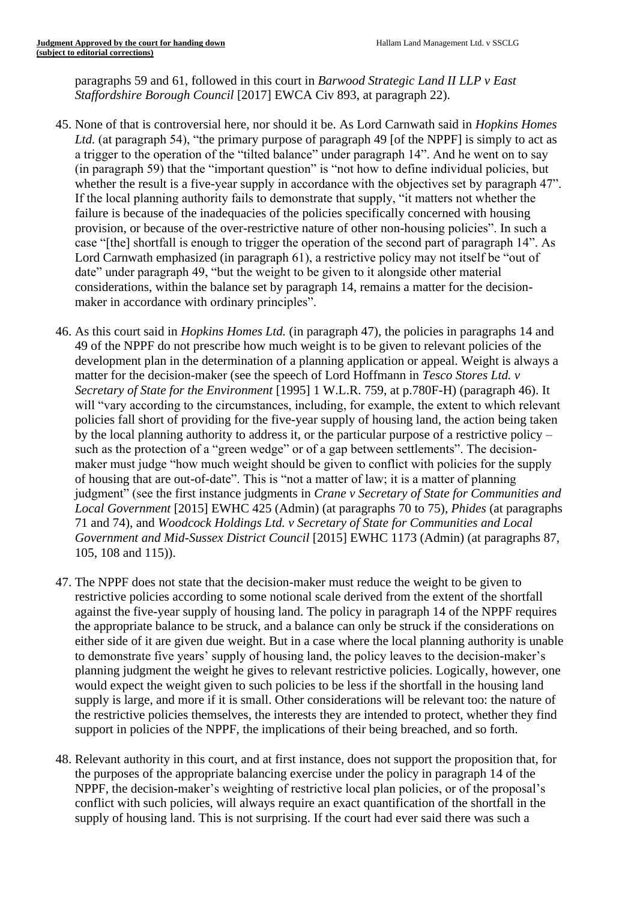paragraphs 59 and 61, followed in this court in *Barwood Strategic Land II LLP v East Staffordshire Borough Council* [2017] EWCA Civ 893, at paragraph 22).

45. None of that is controversial here, nor should it be. As Lord Carnwath said in *Hopkins Homes Ltd.* (at paragraph 54), "the primary purpose of paragraph 49 [of the NPPF] is simply to act as a trigger to the operation of the "tilted balance" under paragraph 14". And he went on to say (in paragraph 59) that the "important question" is "not how to define individual policies, but whether the result is a five-year supply in accordance with the objectives set by paragraph 47". If the local planning authority fails to demonstrate that supply, "it matters not whether the failure is because of the inadequacies of the policies specifically concerned with housing provision, or because of the over-restrictive nature of other non-housing policies". In such a case "[the] shortfall is enough to trigger the operation of the second part of paragraph 14". As Lord Carnwath emphasized (in paragraph 61), a restrictive policy may not itself be "out of date" under paragraph 49, "but the weight to be given to it alongside other material considerations, within the balance set by paragraph 14, remains a matter for the decision-maker in accordance with ordinary principles".

46. As this court said in *Hopkins Homes Ltd.* (in paragraph 47), the policies in paragraphs 14 and 49 of the NPPF do not prescribe how much weight is to be given to relevant policies of the development plan in the determination of a planning application or appeal. Weight is always a matter for the decision-maker (see the speech of Lord Hoffmann in *Tesco Stores Ltd. v Secretary of State for the Environment* [1995] 1 W.L.R. 759, at p.780F-H) (paragraph 46). It will "vary according to the circumstances, including, for example, the extent to which relevant policies fall short of providing for the five-year supply of housing land, the action being taken by the local planning authority to address it, or the particular purpose of a restrictive policy – such as the protection of a "green wedge" or of a gap between settlements". The decision-maker must judge "how much weight should be given to conflict with policies for the supply of housing that are out-of-date". This is "not a matter of law; it is a matter of planning judgment" (see the first instance judgments in *Crane v Secretary of State for Communities and Local Government* [2015] EWHC 425 (Admin) (at paragraphs 70 to 75), *Phides* (at paragraphs 71 and 74), and *Woodcock Holdings Ltd. v Secretary of State for Communities and Local Government and Mid-Sussex District Council* [2015] EWHC 1173 (Admin) (at paragraphs 87, 105, 108 and 115)).

47. The NPPF does not state that the decision-maker must reduce the weight to be given to restrictive policies according to some notional scale derived from the extent of the shortfall against the five-year supply of housing land. The policy in paragraph 14 of the NPPF requires the appropriate balance to be struck, and a balance can only be struck if the considerations on either side of it are given due weight. But in a case where the local planning authority is unable to demonstrate five years' supply of housing land, the policy leaves to the decision-maker's planning judgment the weight he gives to relevant restrictive policies. Logically, however, one would expect the weight given to such policies to be less if the shortfall in the housing land supply is large, and more if it is small. Other considerations will be relevant too: the nature of the restrictive policies themselves, the interests they are intended to protect, whether they find support in policies of the NPPF, the implications of their being breached, and so forth.

48. Relevant authority in this court, and at first instance, does not support the proposition that, for the purposes of the appropriate balancing exercise under the policy in paragraph 14 of the NPPF, the decision-maker's weighting of restrictive local plan policies, or of the proposal's conflict with such policies, will always require an exact quantification of the shortfall in the supply of housing land. This is not surprising. If the court had ever said there was such a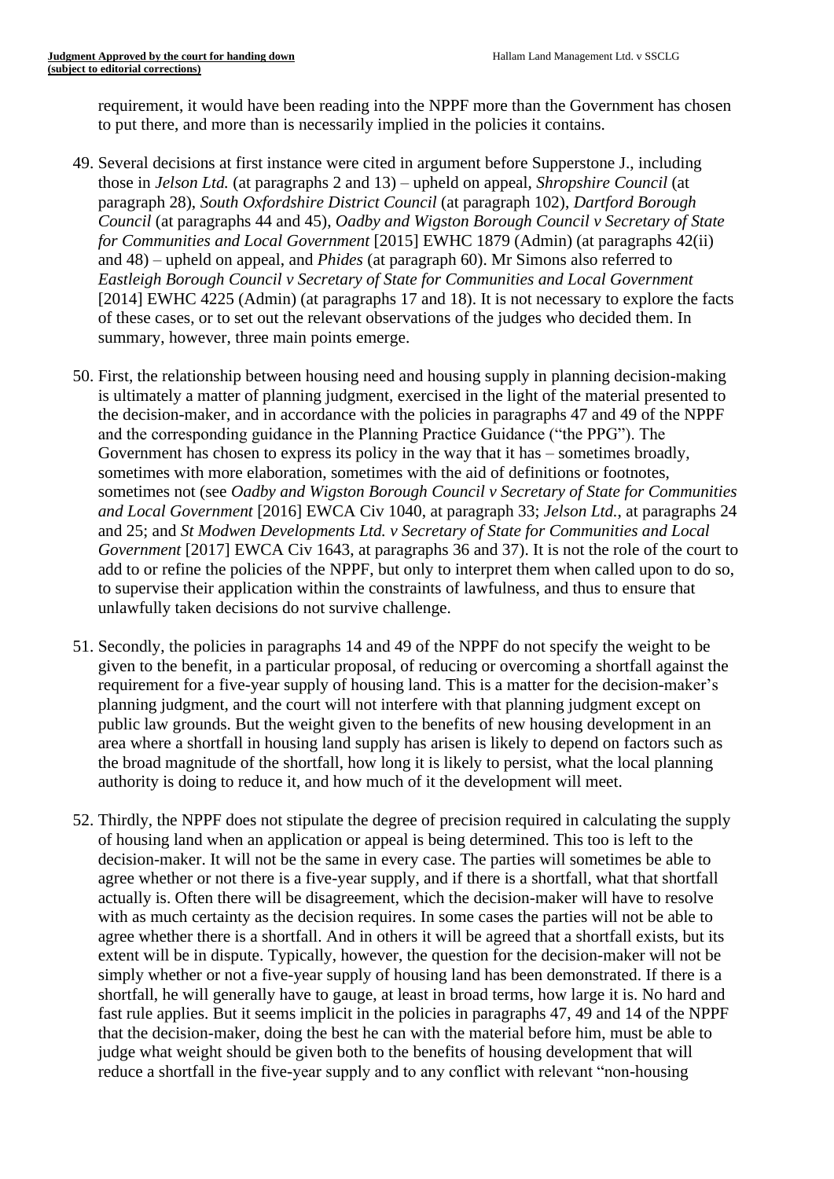requirement, it would have been reading into the NPPF more than the Government has chosen to put there, and more than is necessarily implied in the policies it contains.

49. Several decisions at first instance were cited in argument before Supperstone J., including those in *Jelson Ltd.* (at paragraphs 2 and 13) – upheld on appeal, *Shropshire Council* (at paragraph 28), *South Oxfordshire District Council* (at paragraph 102), *Dartford Borough Council* (at paragraphs 44 and 45), *Oadby and Wigston Borough Council v Secretary of State for Communities and Local Government* [2015] EWHC 1879 (Admin) (at paragraphs 42(ii) and 48) – upheld on appeal, and *Phides* (at paragraph 60). Mr Simons also referred to *Eastleigh Borough Council v Secretary of State for Communities and Local Government* [2014] EWHC 4225 (Admin) (at paragraphs 17 and 18). It is not necessary to explore the facts of these cases, or to set out the relevant observations of the judges who decided them. In summary, however, three main points emerge.

50. First, the relationship between housing need and housing supply in planning decision-making is ultimately a matter of planning judgment, exercised in the light of the material presented to the decision-maker, and in accordance with the policies in paragraphs 47 and 49 of the NPPF and the corresponding guidance in the Planning Practice Guidance ("the PPG"). The Government has chosen to express its policy in the way that it has – sometimes broadly, sometimes with more elaboration, sometimes with the aid of definitions or footnotes, sometimes not (see *Oadby and Wigston Borough Council v Secretary of State for Communities and Local Government* [2016] EWCA Civ 1040, at paragraph 33; *Jelson Ltd.*, at paragraphs 24 and 25; and *St Modwen Developments Ltd. v Secretary of State for Communities and Local Government* [2017] EWCA Civ 1643, at paragraphs 36 and 37). It is not the role of the court to add to or refine the policies of the NPPF, but only to interpret them when called upon to do so, to supervise their application within the constraints of lawfulness, and thus to ensure that unlawfully taken decisions do not survive challenge.

51. Secondly, the policies in paragraphs 14 and 49 of the NPPF do not specify the weight to be given to the benefit, in a particular proposal, of reducing or overcoming a shortfall against the requirement for a five-year supply of housing land. This is a matter for the decision-maker's planning judgment, and the court will not interfere with that planning judgment except on public law grounds. But the weight given to the benefits of new housing development in an area where a shortfall in housing land supply has arisen is likely to depend on factors such as the broad magnitude of the shortfall, how long it is likely to persist, what the local planning authority is doing to reduce it, and how much of it the development will meet.

52. Thirdly, the NPPF does not stipulate the degree of precision required in calculating the supply of housing land when an application or appeal is being determined. This too is left to the decision-maker. It will not be the same in every case. The parties will sometimes be able to agree whether or not there is a five-year supply, and if there is a shortfall, what that shortfall actually is. Often there will be disagreement, which the decision-maker will have to resolve with as much certainty as the decision requires. In some cases the parties will not be able to agree whether there is a shortfall. And in others it will be agreed that a shortfall exists, but its extent will be in dispute. Typically, however, the question for the decision-maker will not be simply whether or not a five-year supply of housing land has been demonstrated. If there is a shortfall, he will generally have to gauge, at least in broad terms, how large it is. No hard and fast rule applies. But it seems implicit in the policies in paragraphs 47, 49 and 14 of the NPPF that the decision-maker, doing the best he can with the material before him, must be able to judge what weight should be given both to the benefits of housing development that will reduce a shortfall in the five-year supply and to any conflict with relevant "non-housing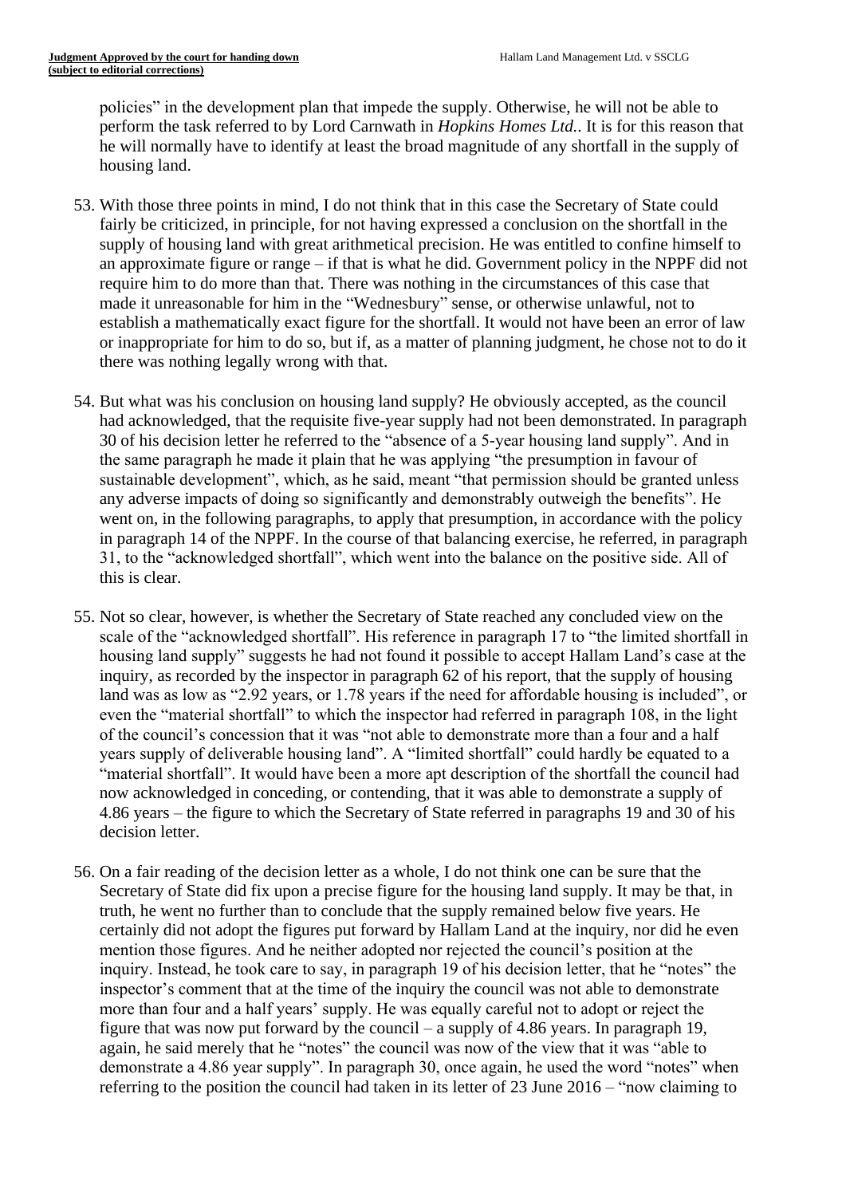policies" in the development plan that impede the supply. Otherwise, he will not be able to perform the task referred to by Lord Carnwath in *Hopkins Homes Ltd.*. It is for this reason that he will normally have to identify at least the broad magnitude of any shortfall in the supply of housing land.

53. With those three points in mind, I do not think that in this case the Secretary of State could fairly be criticized, in principle, for not having expressed a conclusion on the shortfall in the supply of housing land with great arithmetical precision. He was entitled to confine himself to an approximate figure or range – if that is what he did. Government policy in the NPPF did not require him to do more than that. There was nothing in the circumstances of this case that made it unreasonable for him in the "Wednesbury" sense, or otherwise unlawful, not to establish a mathematically exact figure for the shortfall. It would not have been an error of law or inappropriate for him to do so, but if, as a matter of planning judgment, he chose not to do it there was nothing legally wrong with that.

54. But what was his conclusion on housing land supply? He obviously accepted, as the council had acknowledged, that the requisite five-year supply had not been demonstrated. In paragraph 30 of his decision letter he referred to the "absence of a 5-year housing land supply". And in the same paragraph he made it plain that he was applying "the presumption in favour of sustainable development", which, as he said, meant "that permission should be granted unless any adverse impacts of doing so significantly and demonstrably outweigh the benefits". He went on, in the following paragraphs, to apply that presumption, in accordance with the policy in paragraph 14 of the NPPF. In the course of that balancing exercise, he referred, in paragraph 31, to the "acknowledged shortfall", which went into the balance on the positive side. All of this is clear.

55. Not so clear, however, is whether the Secretary of State reached any concluded view on the scale of the "acknowledged shortfall". His reference in paragraph 17 to "the limited shortfall in housing land supply" suggests he had not found it possible to accept Hallam Land's case at the inquiry, as recorded by the inspector in paragraph 62 of his report, that the supply of housing land was as low as "2.92 years, or 1.78 years if the need for affordable housing is included", or even the "material shortfall" to which the inspector had referred in paragraph 108, in the light of the council's concession that it was "not able to demonstrate more than a four and a half years supply of deliverable housing land". A "limited shortfall" could hardly be equated to a "material shortfall". It would have been a more apt description of the shortfall the council had now acknowledged in conceding, or contending, that it was able to demonstrate a supply of 4.86 years – the figure to which the Secretary of State referred in paragraphs 19 and 30 of his decision letter.

56. On a fair reading of the decision letter as a whole, I do not think one can be sure that the Secretary of State did fix upon a precise figure for the housing land supply. It may be that, in truth, he went no further than to conclude that the supply remained below five years. He certainly did not adopt the figures put forward by Hallam Land at the inquiry, nor did he even mention those figures. And he neither adopted nor rejected the council's position at the inquiry. Instead, he took care to say, in paragraph 19 of his decision letter, that he "notes" the inspector's comment that at the time of the inquiry the council was not able to demonstrate more than four and a half years' supply. He was equally careful not to adopt or reject the figure that was now put forward by the council – a supply of 4.86 years. In paragraph 19, again, he said merely that he "notes" the council was now of the view that it was "able to demonstrate a 4.86 year supply". In paragraph 30, once again, he used the word "notes" when referring to the position the council had taken in its letter of 23 June 2016 – "now claiming to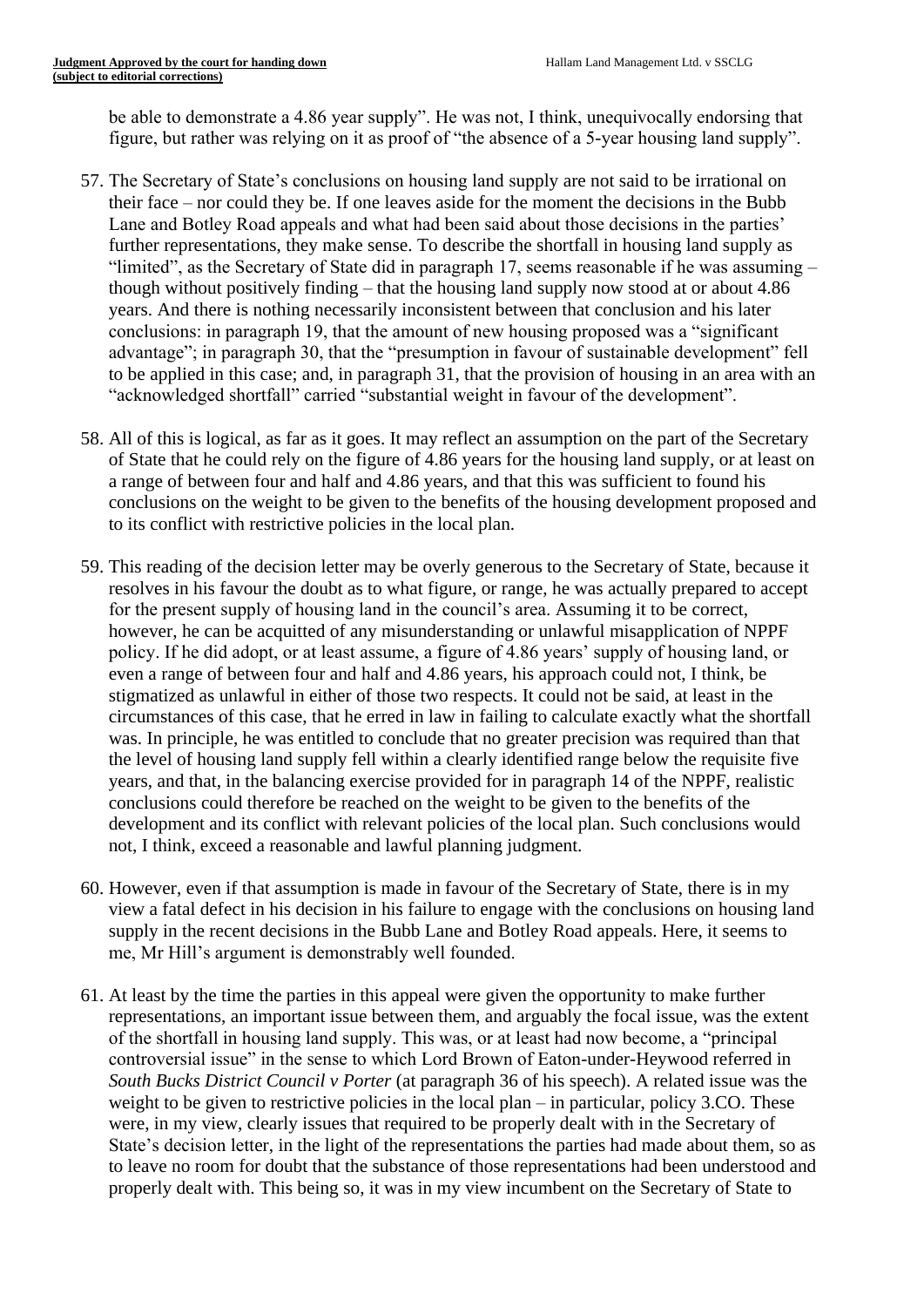be able to demonstrate a 4.86 year supply". He was not, I think, unequivocally endorsing that figure, but rather was relying on it as proof of "the absence of a 5-year housing land supply".

57. The Secretary of State's conclusions on housing land supply are not said to be irrational on their face – nor could they be. If one leaves aside for the moment the decisions in the Bubb Lane and Botley Road appeals and what had been said about those decisions in the parties' further representations, they make sense. To describe the shortfall in housing land supply as "limited", as the Secretary of State did in paragraph 17, seems reasonable if he was assuming – though without positively finding – that the housing land supply now stood at or about 4.86 years. And there is nothing necessarily inconsistent between that conclusion and his later conclusions: in paragraph 19, that the amount of new housing proposed was a "significant advantage"; in paragraph 30, that the "presumption in favour of sustainable development" fell to be applied in this case; and, in paragraph 31, that the provision of housing in an area with an "acknowledged shortfall" carried "substantial weight in favour of the development".

58. All of this is logical, as far as it goes. It may reflect an assumption on the part of the Secretary of State that he could rely on the figure of 4.86 years for the housing land supply, or at least on a range of between four and half and 4.86 years, and that this was sufficient to found his conclusions on the weight to be given to the benefits of the housing development proposed and to its conflict with restrictive policies in the local plan.

59. This reading of the decision letter may be overly generous to the Secretary of State, because it resolves in his favour the doubt as to what figure, or range, he was actually prepared to accept for the present supply of housing land in the council's area. Assuming it to be correct, however, he can be acquitted of any misunderstanding or unlawful misapplication of NPPF policy. If he did adopt, or at least assume, a figure of 4.86 years' supply of housing land, or even a range of between four and half and 4.86 years, his approach could not, I think, be stigmatized as unlawful in either of those two respects. It could not be said, at least in the circumstances of this case, that he erred in law in failing to calculate exactly what the shortfall was. In principle, he was entitled to conclude that no greater precision was required than that the level of housing land supply fell within a clearly identified range below the requisite five years, and that, in the balancing exercise provided for in paragraph 14 of the NPPF, realistic conclusions could therefore be reached on the weight to be given to the benefits of the development and its conflict with relevant policies of the local plan. Such conclusions would not, I think, exceed a reasonable and lawful planning judgment.

60. However, even if that assumption is made in favour of the Secretary of State, there is in my view a fatal defect in his decision in his failure to engage with the conclusions on housing land supply in the recent decisions in the Bubb Lane and Botley Road appeals. Here, it seems to me, Mr Hill's argument is demonstrably well founded.

61. At least by the time the parties in this appeal were given the opportunity to make further representations, an important issue between them, and arguably the focal issue, was the extent of the shortfall in housing land supply. This was, or at least had now become, a "principal controversial issue" in the sense to which Lord Brown of Eaton-under-Heywood referred in *South Bucks District Council v Porter* (at paragraph 36 of his speech). A related issue was the weight to be given to restrictive policies in the local plan – in particular, policy 3.CO. These were, in my view, clearly issues that required to be properly dealt with in the Secretary of State's decision letter, in the light of the representations the parties had made about them, so as to leave no room for doubt that the substance of those representations had been understood and properly dealt with. This being so, it was in my view incumbent on the Secretary of State to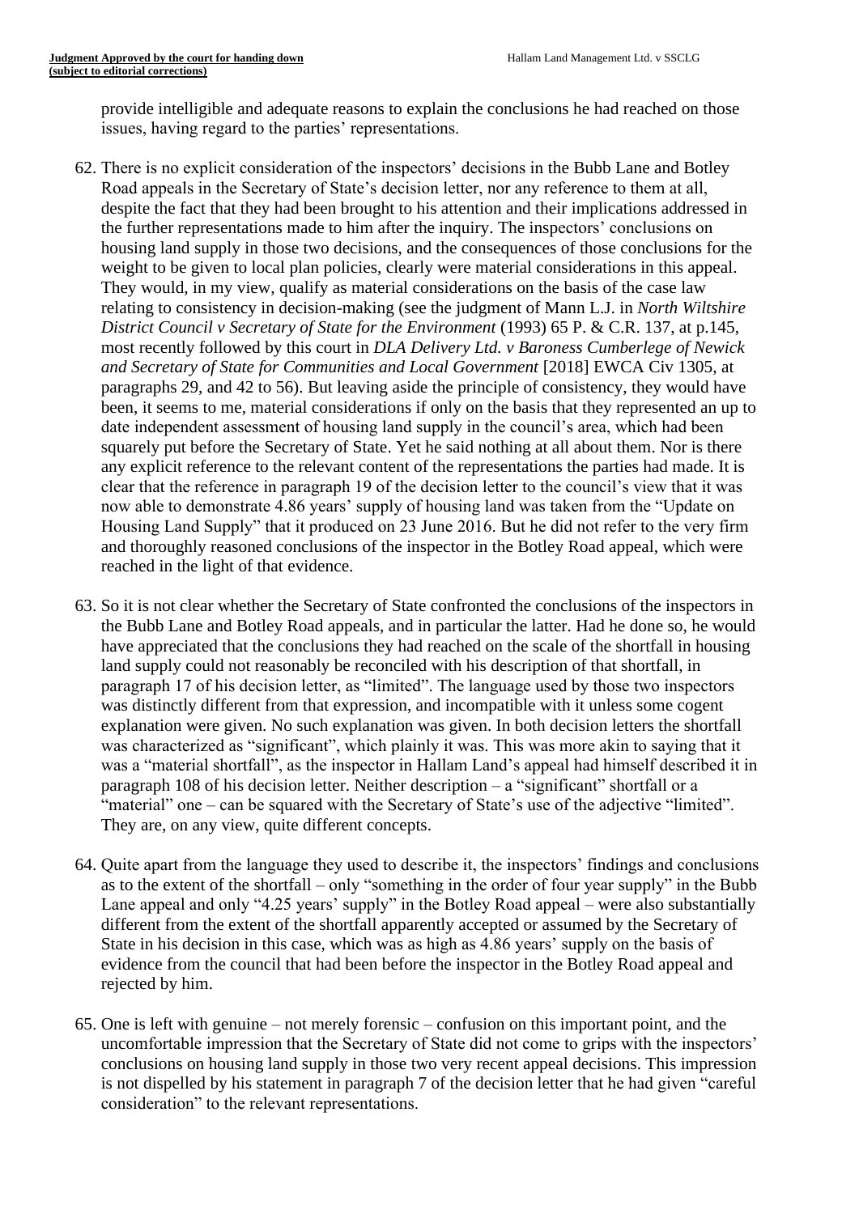provide intelligible and adequate reasons to explain the conclusions he had reached on those issues, having regard to the parties' representations.

62. There is no explicit consideration of the inspectors' decisions in the Bubb Lane and Botley Road appeals in the Secretary of State's decision letter, nor any reference to them at all, despite the fact that they had been brought to his attention and their implications addressed in the further representations made to him after the inquiry. The inspectors' conclusions on housing land supply in those two decisions, and the consequences of those conclusions for the weight to be given to local plan policies, clearly were material considerations in this appeal. They would, in my view, qualify as material considerations on the basis of the case law relating to consistency in decision-making (see the judgment of Mann L.J. in *North Wiltshire District Council v Secretary of State for the Environment* (1993) 65 P. & C.R. 137, at p.145, most recently followed by this court in *DLA Delivery Ltd. v Baroness Cumberlege of Newick and Secretary of State for Communities and Local Government* [2018] EWCA Civ 1305, at paragraphs 29, and 42 to 56). But leaving aside the principle of consistency, they would have been, it seems to me, material considerations if only on the basis that they represented an up to date independent assessment of housing land supply in the council's area, which had been squarely put before the Secretary of State. Yet he said nothing at all about them. Nor is there any explicit reference to the relevant content of the representations the parties had made. It is clear that the reference in paragraph 19 of the decision letter to the council's view that it was now able to demonstrate 4.86 years' supply of housing land was taken from the "Update on Housing Land Supply" that it produced on 23 June 2016. But he did not refer to the very firm and thoroughly reasoned conclusions of the inspector in the Botley Road appeal, which were reached in the light of that evidence.

63. So it is not clear whether the Secretary of State confronted the conclusions of the inspectors in the Bubb Lane and Botley Road appeals, and in particular the latter. Had he done so, he would have appreciated that the conclusions they had reached on the scale of the shortfall in housing land supply could not reasonably be reconciled with his description of that shortfall, in paragraph 17 of his decision letter, as "limited". The language used by those two inspectors was distinctly different from that expression, and incompatible with it unless some cogent explanation were given. No such explanation was given. In both decision letters the shortfall was characterized as "significant", which plainly it was. This was more akin to saying that it was a "material shortfall", as the inspector in Hallam Land's appeal had himself described it in paragraph 108 of his decision letter. Neither description – a "significant" shortfall or a "material" one – can be squared with the Secretary of State's use of the adjective "limited". They are, on any view, quite different concepts.

64. Quite apart from the language they used to describe it, the inspectors' findings and conclusions as to the extent of the shortfall – only "something in the order of four year supply" in the Bubb Lane appeal and only "4.25 years' supply" in the Botley Road appeal – were also substantially different from the extent of the shortfall apparently accepted or assumed by the Secretary of State in his decision in this case, which was as high as 4.86 years' supply on the basis of evidence from the council that had been before the inspector in the Botley Road appeal and rejected by him.

65. One is left with genuine – not merely forensic – confusion on this important point, and the uncomfortable impression that the Secretary of State did not come to grips with the inspectors' conclusions on housing land supply in those two very recent appeal decisions. This impression is not dispelled by his statement in paragraph 7 of the decision letter that he had given "careful consideration" to the relevant representations.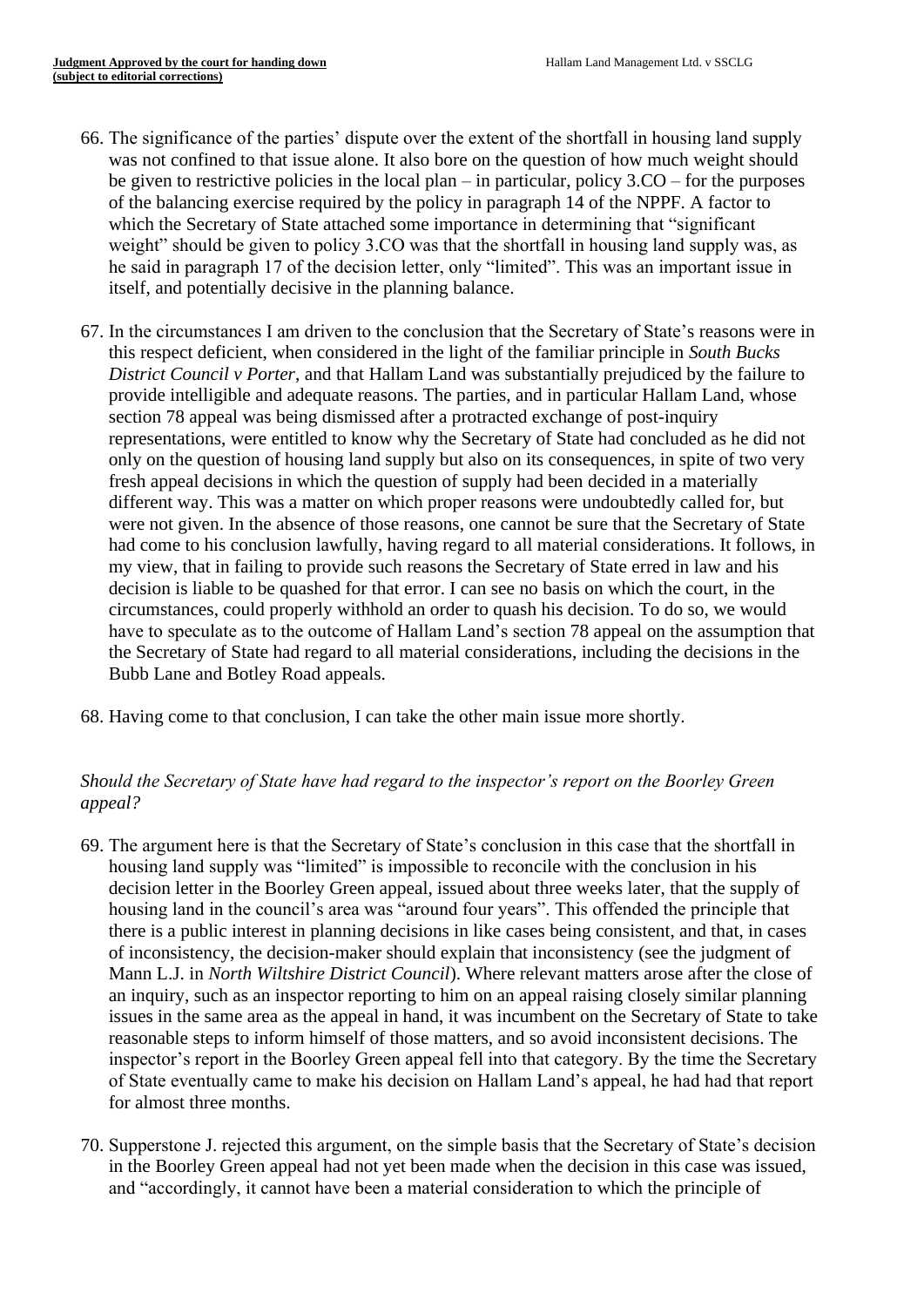66. The significance of the parties' dispute over the extent of the shortfall in housing land supply was not confined to that issue alone. It also bore on the question of how much weight should be given to restrictive policies in the local plan – in particular, policy 3.CO – for the purposes of the balancing exercise required by the policy in paragraph 14 of the NPPF. A factor to which the Secretary of State attached some importance in determining that "significant weight" should be given to policy 3.CO was that the shortfall in housing land supply was, as he said in paragraph 17 of the decision letter, only "limited". This was an important issue in itself, and potentially decisive in the planning balance.

67. In the circumstances I am driven to the conclusion that the Secretary of State's reasons were in this respect deficient, when considered in the light of the familiar principle in *South Bucks District Council v Porter*, and that Hallam Land was substantially prejudiced by the failure to provide intelligible and adequate reasons. The parties, and in particular Hallam Land, whose section 78 appeal was being dismissed after a protracted exchange of post-inquiry representations, were entitled to know why the Secretary of State had concluded as he did not only on the question of housing land supply but also on its consequences, in spite of two very fresh appeal decisions in which the question of supply had been decided in a materially different way. This was a matter on which proper reasons were undoubtedly called for, but were not given. In the absence of those reasons, one cannot be sure that the Secretary of State had come to his conclusion lawfully, having regard to all material considerations. It follows, in my view, that in failing to provide such reasons the Secretary of State erred in law and his decision is liable to be quashed for that error. I can see no basis on which the court, in the circumstances, could properly withhold an order to quash his decision. To do so, we would have to speculate as to the outcome of Hallam Land's section 78 appeal on the assumption that the Secretary of State had regard to all material considerations, including the decisions in the Bubb Lane and Botley Road appeals.

68. Having come to that conclusion, I can take the other main issue more shortly.

*Should the Secretary of State have had regard to the inspector's report on the Boorley Green appeal?*

69. The argument here is that the Secretary of State's conclusion in this case that the shortfall in housing land supply was "limited" is impossible to reconcile with the conclusion in his decision letter in the Boorley Green appeal, issued about three weeks later, that the supply of housing land in the council's area was "around four years". This offended the principle that there is a public interest in planning decisions in like cases being consistent, and that, in cases of inconsistency, the decision-maker should explain that inconsistency (see the judgment of Mann L.J. in *North Wiltshire District Council*). Where relevant matters arose after the close of an inquiry, such as an inspector reporting to him on an appeal raising closely similar planning issues in the same area as the appeal in hand, it was incumbent on the Secretary of State to take reasonable steps to inform himself of those matters, and so avoid inconsistent decisions. The inspector's report in the Boorley Green appeal fell into that category. By the time the Secretary of State eventually came to make his decision on Hallam Land's appeal, he had had that report for almost three months.

70. Supperstone J. rejected this argument, on the simple basis that the Secretary of State's decision in the Boorley Green appeal had not yet been made when the decision in this case was issued, and "accordingly, it cannot have been a material consideration to which the principle of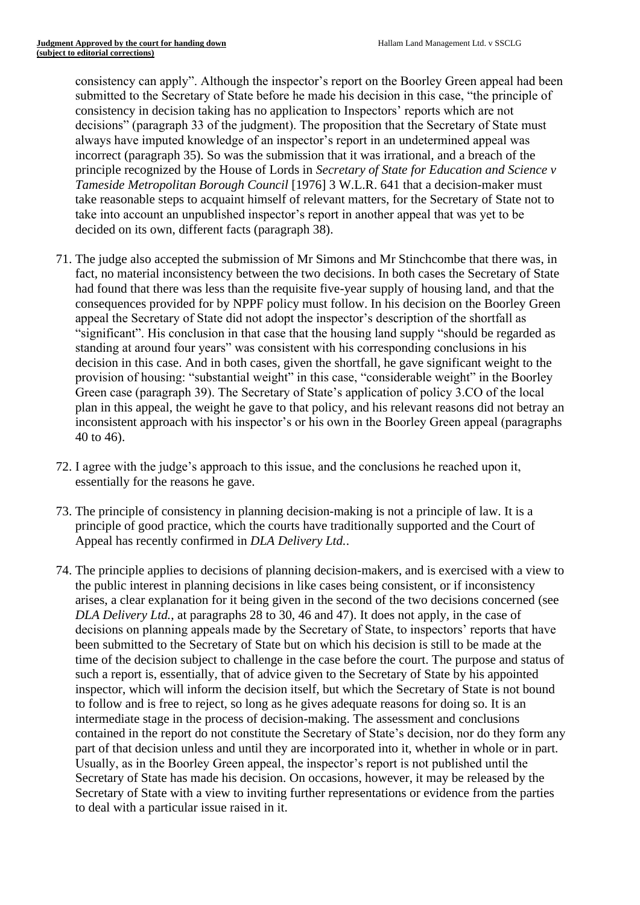consistency can apply". Although the inspector's report on the Boorley Green appeal had been submitted to the Secretary of State before he made his decision in this case, "the principle of consistency in decision taking has no application to Inspectors' reports which are not decisions" (paragraph 33 of the judgment). The proposition that the Secretary of State must always have imputed knowledge of an inspector's report in an undetermined appeal was incorrect (paragraph 35). So was the submission that it was irrational, and a breach of the principle recognized by the House of Lords in *Secretary of State for Education and Science v Tameside Metropolitan Borough Council* [1976] 3 W.L.R. 641 that a decision-maker must take reasonable steps to acquaint himself of relevant matters, for the Secretary of State not to take into account an unpublished inspector's report in another appeal that was yet to be decided on its own, different facts (paragraph 38).

71. The judge also accepted the submission of Mr Simons and Mr Stinchcombe that there was, in fact, no material inconsistency between the two decisions. In both cases the Secretary of State had found that there was less than the requisite five-year supply of housing land, and that the consequences provided for by NPPF policy must follow. In his decision on the Boorley Green appeal the Secretary of State did not adopt the inspector's description of the shortfall as "significant". His conclusion in that case that the housing land supply "should be regarded as standing at around four years" was consistent with his corresponding conclusions in his decision in this case. And in both cases, given the shortfall, he gave significant weight to the provision of housing: "substantial weight" in this case, "considerable weight" in the Boorley Green case (paragraph 39). The Secretary of State's application of policy 3.CO of the local plan in this appeal, the weight he gave to that policy, and his relevant reasons did not betray an inconsistent approach with his inspector's or his own in the Boorley Green appeal (paragraphs 40 to 46).

72. I agree with the judge's approach to this issue, and the conclusions he reached upon it, essentially for the reasons he gave.

73. The principle of consistency in planning decision-making is not a principle of law. It is a principle of good practice, which the courts have traditionally supported and the Court of Appeal has recently confirmed in *DLA Delivery Ltd.*.

74. The principle applies to decisions of planning decision-makers, and is exercised with a view to the public interest in planning decisions in like cases being consistent, or if inconsistency arises, a clear explanation for it being given in the second of the two decisions concerned (see *DLA Delivery Ltd.*, at paragraphs 28 to 30, 46 and 47). It does not apply, in the case of decisions on planning appeals made by the Secretary of State, to inspectors' reports that have been submitted to the Secretary of State but on which his decision is still to be made at the time of the decision subject to challenge in the case before the court. The purpose and status of such a report is, essentially, that of advice given to the Secretary of State by his appointed inspector, which will inform the decision itself, but which the Secretary of State is not bound to follow and is free to reject, so long as he gives adequate reasons for doing so. It is an intermediate stage in the process of decision-making. The assessment and conclusions contained in the report do not constitute the Secretary of State's decision, nor do they form any part of that decision unless and until they are incorporated into it, whether in whole or in part. Usually, as in the Boorley Green appeal, the inspector's report is not published until the Secretary of State has made his decision. On occasions, however, it may be released by the Secretary of State with a view to inviting further representations or evidence from the parties to deal with a particular issue raised in it.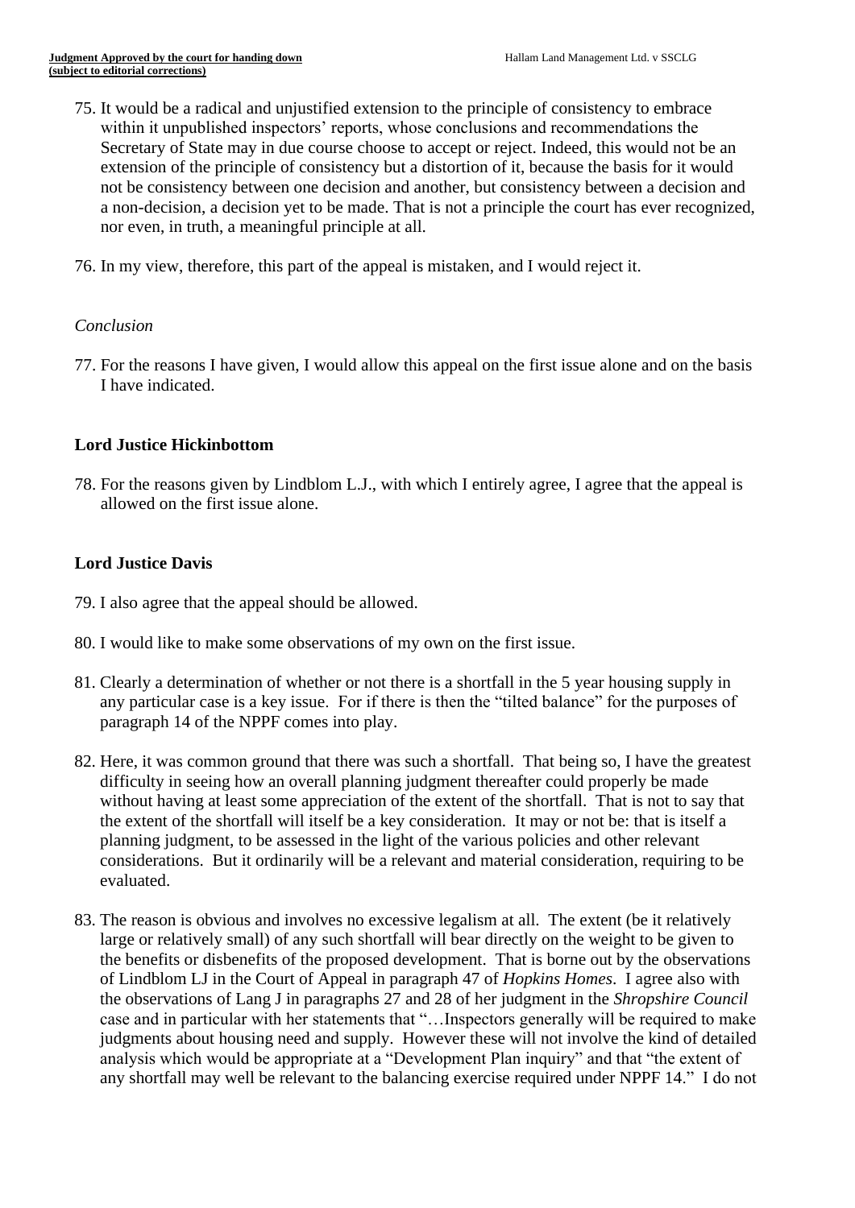75. It would be a radical and unjustified extension to the principle of consistency to embrace within it unpublished inspectors' reports, whose conclusions and recommendations the Secretary of State may in due course choose to accept or reject. Indeed, this would not be an extension of the principle of consistency but a distortion of it, because the basis for it would not be consistency between one decision and another, but consistency between a decision and a non-decision, a decision yet to be made. That is not a principle the court has ever recognized, nor even, in truth, a meaningful principle at all.

76. In my view, therefore, this part of the appeal is mistaken, and I would reject it.

*Conclusion*

77. For the reasons I have given, I would allow this appeal on the first issue alone and on the basis I have indicated.

**Lord Justice Hickinbottom**

78. For the reasons given by Lindblom L.J., with which I entirely agree, I agree that the appeal is allowed on the first issue alone.

**Lord Justice Davis**

79. I also agree that the appeal should be allowed.

80. I would like to make some observations of my own on the first issue.

81. Clearly a determination of whether or not there is a shortfall in the 5 year housing supply in any particular case is a key issue. For if there is then the "tilted balance" for the purposes of paragraph 14 of the NPPF comes into play.

82. Here, it was common ground that there was such a shortfall. That being so, I have the greatest difficulty in seeing how an overall planning judgment thereafter could properly be made without having at least some appreciation of the extent of the shortfall. That is not to say that the extent of the shortfall will itself be a key consideration. It may or not be: that is itself a planning judgment, to be assessed in the light of the various policies and other relevant considerations. But it ordinarily will be a relevant and material consideration, requiring to be evaluated.

83. The reason is obvious and involves no excessive legalism at all. The extent (be it relatively large or relatively small) of any such shortfall will bear directly on the weight to be given to the benefits or disbenefits of the proposed development. That is borne out by the observations of Lindblom LJ in the Court of Appeal in paragraph 47 of *Hopkins Homes*. I agree also with the observations of Lang J in paragraphs 27 and 28 of her judgment in the *Shropshire Council* case and in particular with her statements that "…Inspectors generally will be required to make judgments about housing need and supply. However these will not involve the kind of detailed analysis which would be appropriate at a "Development Plan inquiry" and that "the extent of any shortfall may well be relevant to the balancing exercise required under NPPF 14." I do not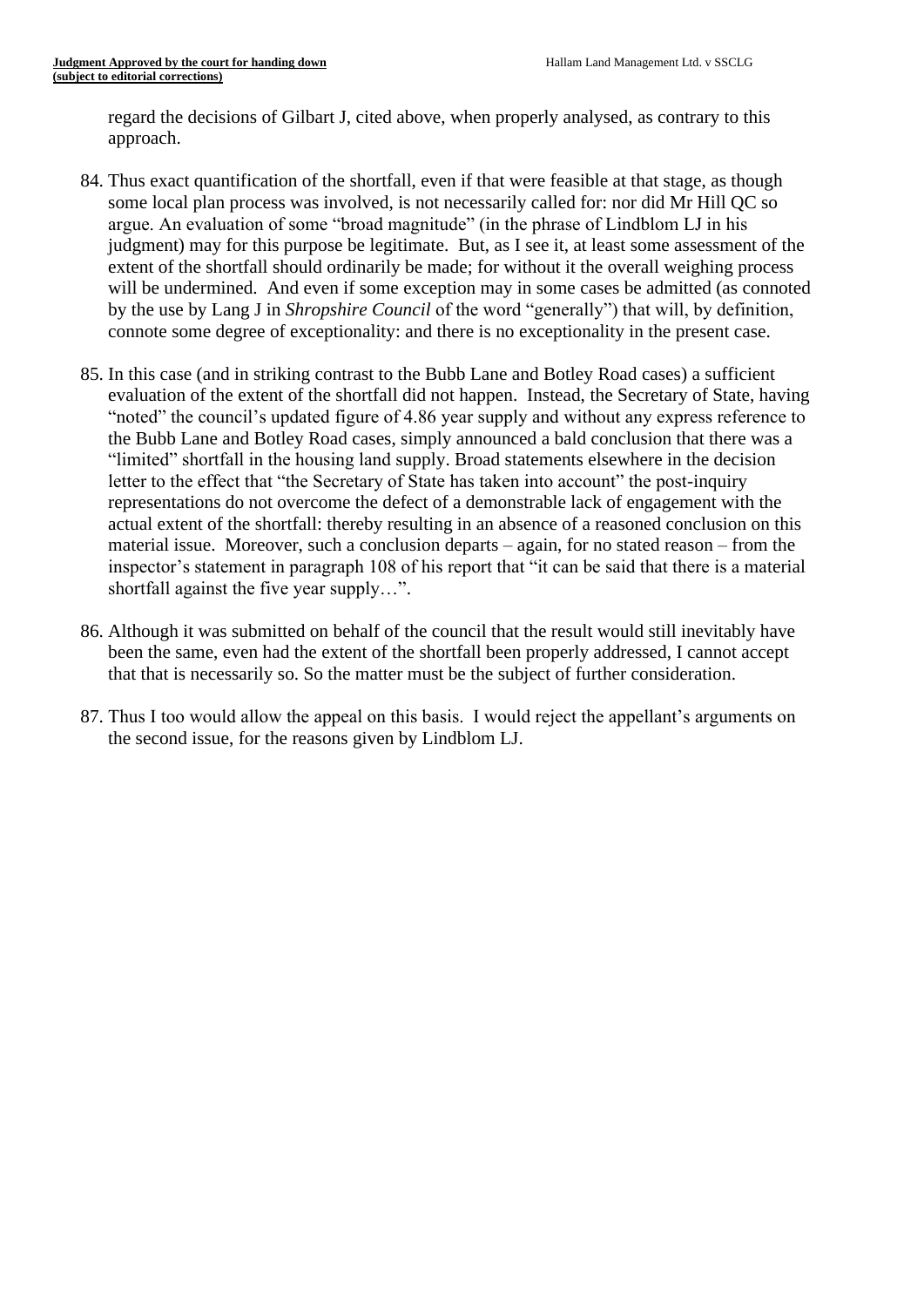regard the decisions of Gilbart J, cited above, when properly analysed, as contrary to this approach.

84. Thus exact quantification of the shortfall, even if that were feasible at that stage, as though some local plan process was involved, is not necessarily called for: nor did Mr Hill QC so argue. An evaluation of some "broad magnitude" (in the phrase of Lindblom LJ in his judgment) may for this purpose be legitimate. But, as I see it, at least some assessment of the extent of the shortfall should ordinarily be made; for without it the overall weighing process will be undermined. And even if some exception may in some cases be admitted (as connoted by the use by Lang J in *Shropshire Council* of the word "generally") that will, by definition, connote some degree of exceptionality: and there is no exceptionality in the present case.

85. In this case (and in striking contrast to the Bubb Lane and Botley Road cases) a sufficient evaluation of the extent of the shortfall did not happen. Instead, the Secretary of State, having "noted" the council's updated figure of 4.86 year supply and without any express reference to the Bubb Lane and Botley Road cases, simply announced a bald conclusion that there was a "limited" shortfall in the housing land supply. Broad statements elsewhere in the decision letter to the effect that "the Secretary of State has taken into account" the post-inquiry representations do not overcome the defect of a demonstrable lack of engagement with the actual extent of the shortfall: thereby resulting in an absence of a reasoned conclusion on this material issue. Moreover, such a conclusion departs – again, for no stated reason – from the inspector's statement in paragraph 108 of his report that "it can be said that there is a material shortfall against the five year supply…".

86. Although it was submitted on behalf of the council that the result would still inevitably have been the same, even had the extent of the shortfall been properly addressed, I cannot accept that that is necessarily so. So the matter must be the subject of further consideration.

87. Thus I too would allow the appeal on this basis. I would reject the appellant's arguments on the second issue, for the reasons given by Lindblom LJ.